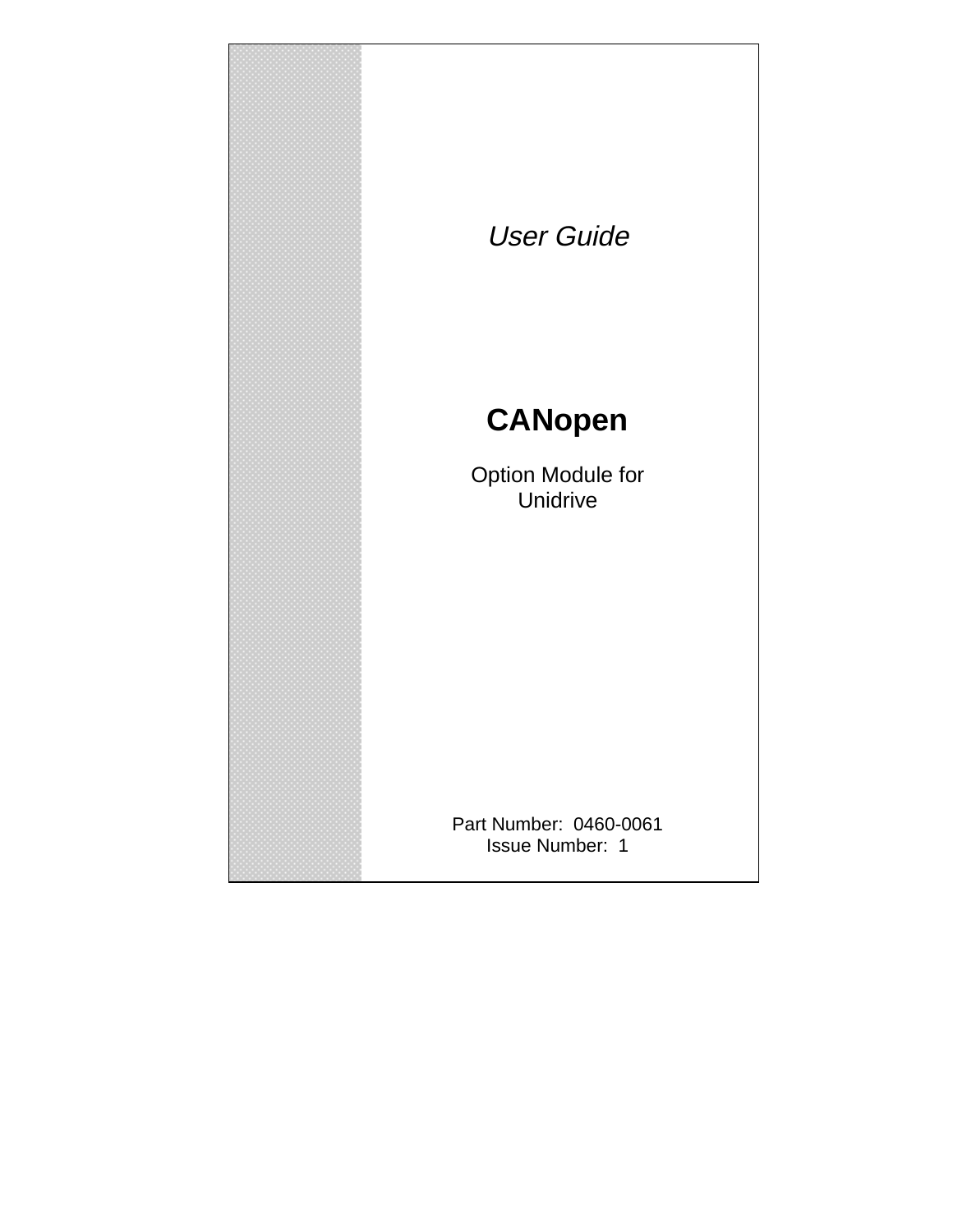*User Guide*

# CANopen

Option Module for Unidrive

Part Number: 0460-0061
Issue Number: 1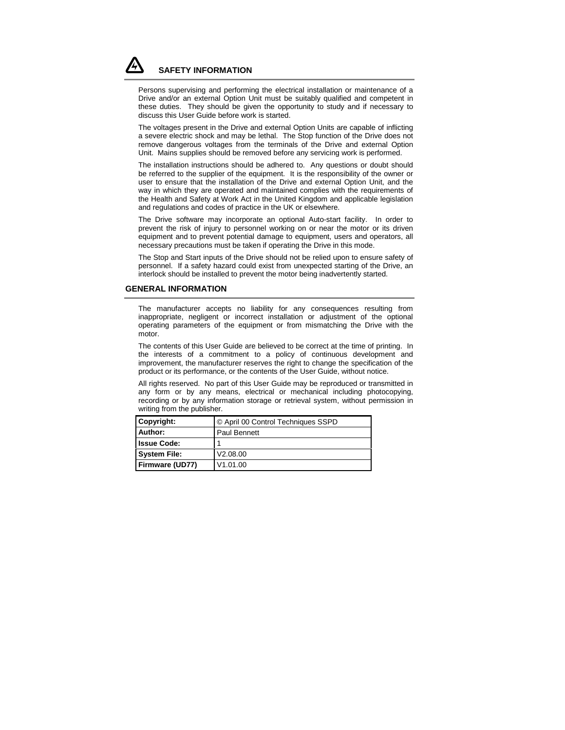## SAFETY INFORMATION

Persons supervising and performing the electrical installation or maintenance of a Drive and/or an external Option Unit must be suitably qualified and competent in these duties. They should be given the opportunity to study and if necessary to discuss this User Guide before work is started.

The voltages present in the Drive and external Option Units are capable of inflicting a severe electric shock and may be lethal. The Stop function of the Drive does not remove dangerous voltages from the terminals of the Drive and external Option Unit. Mains supplies should be removed before any servicing work is performed.

The installation instructions should be adhered to. Any questions or doubt should be referred to the supplier of the equipment. It is the responsibility of the owner or user to ensure that the installation of the Drive and external Option Unit, and the way in which they are operated and maintained complies with the requirements of the Health and Safety at Work Act in the United Kingdom and applicable legislation and regulations and codes of practice in the UK or elsewhere.

The Drive software may incorporate an optional Auto-start facility. In order to prevent the risk of injury to personnel working on or near the motor or its driven equipment and to prevent potential damage to equipment, users and operators, all necessary precautions must be taken if operating the Drive in this mode.

The Stop and Start inputs of the Drive should not be relied upon to ensure safety of personnel. If a safety hazard could exist from unexpected starting of the Drive, an interlock should be installed to prevent the motor being inadvertently started.

## GENERAL INFORMATION

The manufacturer accepts no liability for any consequences resulting from inappropriate, negligent or incorrect installation or adjustment of the optional operating parameters of the equipment or from mismatching the Drive with the motor.

The contents of this User Guide are believed to be correct at the time of printing. In the interests of a commitment to a policy of continuous development and improvement, the manufacturer reserves the right to change the specification of the product or its performance, or the contents of the User Guide, without notice.

All rights reserved. No part of this User Guide may be reproduced or transmitted in any form or by any means, electrical or mechanical including photocopying, recording or by any information storage or retrieval system, without permission in writing from the publisher.

| | |
|---|---|
| **Copyright:** | © April 00 Control Techniques SSPD |
| **Author:** | Paul Bennett |
| **Issue Code:** | 1 |
| **System File:** | V2.08.00 |
| **Firmware (UD77)** | V1.01.00 |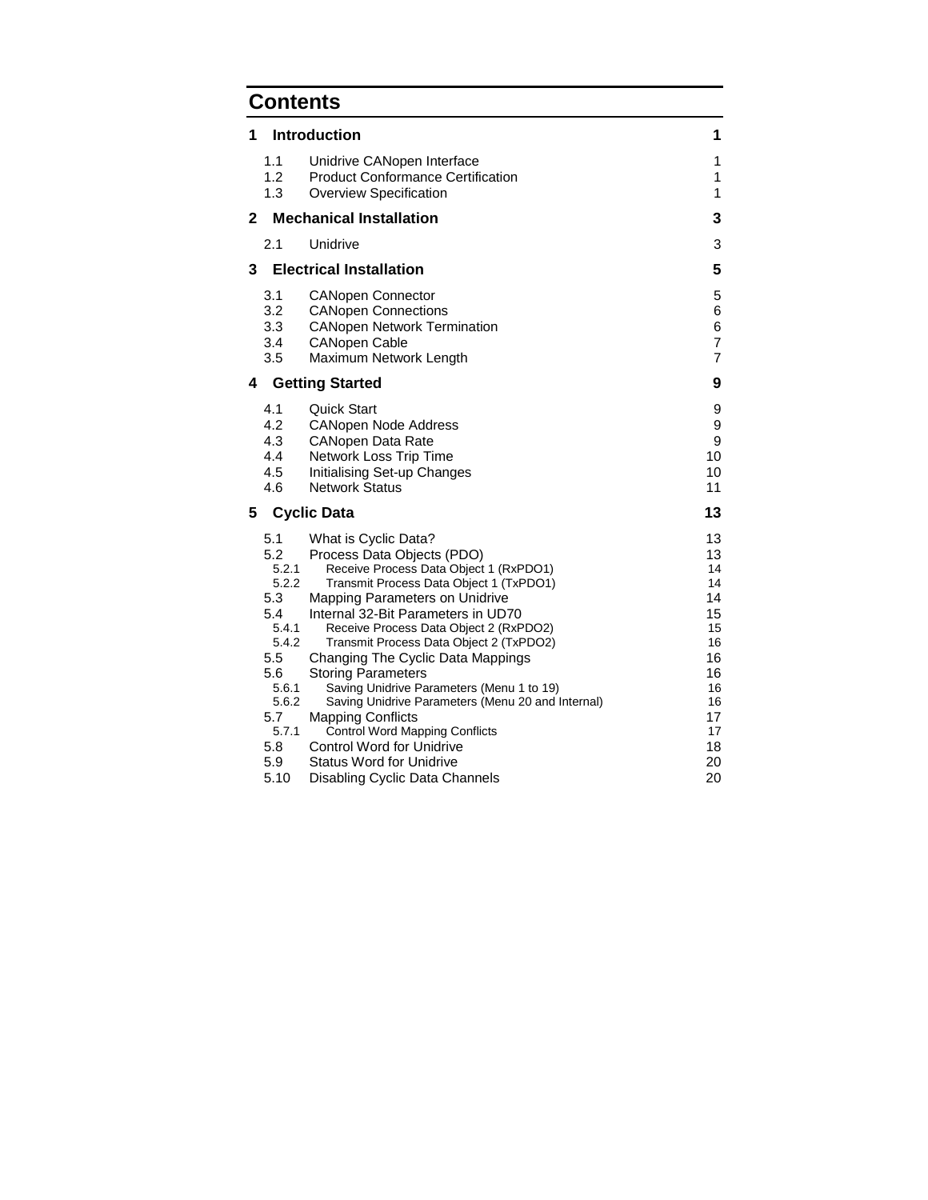# Contents

| | | |
|---|---|---|
| **1** | **Introduction** | **1** |
| 1.1 | Unidrive CANopen Interface | 1 |
| 1.2 | Product Conformance Certification | 1 |
| 1.3 | Overview Specification | 1 |
| **2** | **Mechanical Installation** | **3** |
| 2.1 | Unidrive | 3 |
| **3** | **Electrical Installation** | **5** |
| 3.1 | CANopen Connector | 5 |
| 3.2 | CANopen Connections | 6 |
| 3.3 | CANopen Network Termination | 6 |
| 3.4 | CANopen Cable | 7 |
| 3.5 | Maximum Network Length | 7 |
| **4** | **Getting Started** | **9** |
| 4.1 | Quick Start | 9 |
| 4.2 | CANopen Node Address | 9 |
| 4.3 | CANopen Data Rate | 9 |
| 4.4 | Network Loss Trip Time | 10 |
| 4.5 | Initialising Set-up Changes | 10 |
| 4.6 | Network Status | 11 |
| **5** | **Cyclic Data** | **13** |
| 5.1 | What is Cyclic Data? | 13 |
| 5.2 | Process Data Objects (PDO) | 13 |
| 5.2.1 | Receive Process Data Object 1 (RxPDO1) | 14 |
| 5.2.2 | Transmit Process Data Object 1 (TxPDO1) | 14 |
| 5.3 | Mapping Parameters on Unidrive | 14 |
| 5.4 | Internal 32-Bit Parameters in UD70 | 15 |
| 5.4.1 | Receive Process Data Object 2 (RxPDO2) | 15 |
| 5.4.2 | Transmit Process Data Object 2 (TxPDO2) | 16 |
| 5.5 | Changing The Cyclic Data Mappings | 16 |
| 5.6 | Storing Parameters | 16 |
| 5.6.1 | Saving Unidrive Parameters (Menu 1 to 19) | 16 |
| 5.6.2 | Saving Unidrive Parameters (Menu 20 and Internal) | 16 |
| 5.7 | Mapping Conflicts | 17 |
| 5.7.1 | Control Word Mapping Conflicts | 17 |
| 5.8 | Control Word for Unidrive | 18 |
| 5.9 | Status Word for Unidrive | 20 |
| 5.10 | Disabling Cyclic Data Channels | 20 |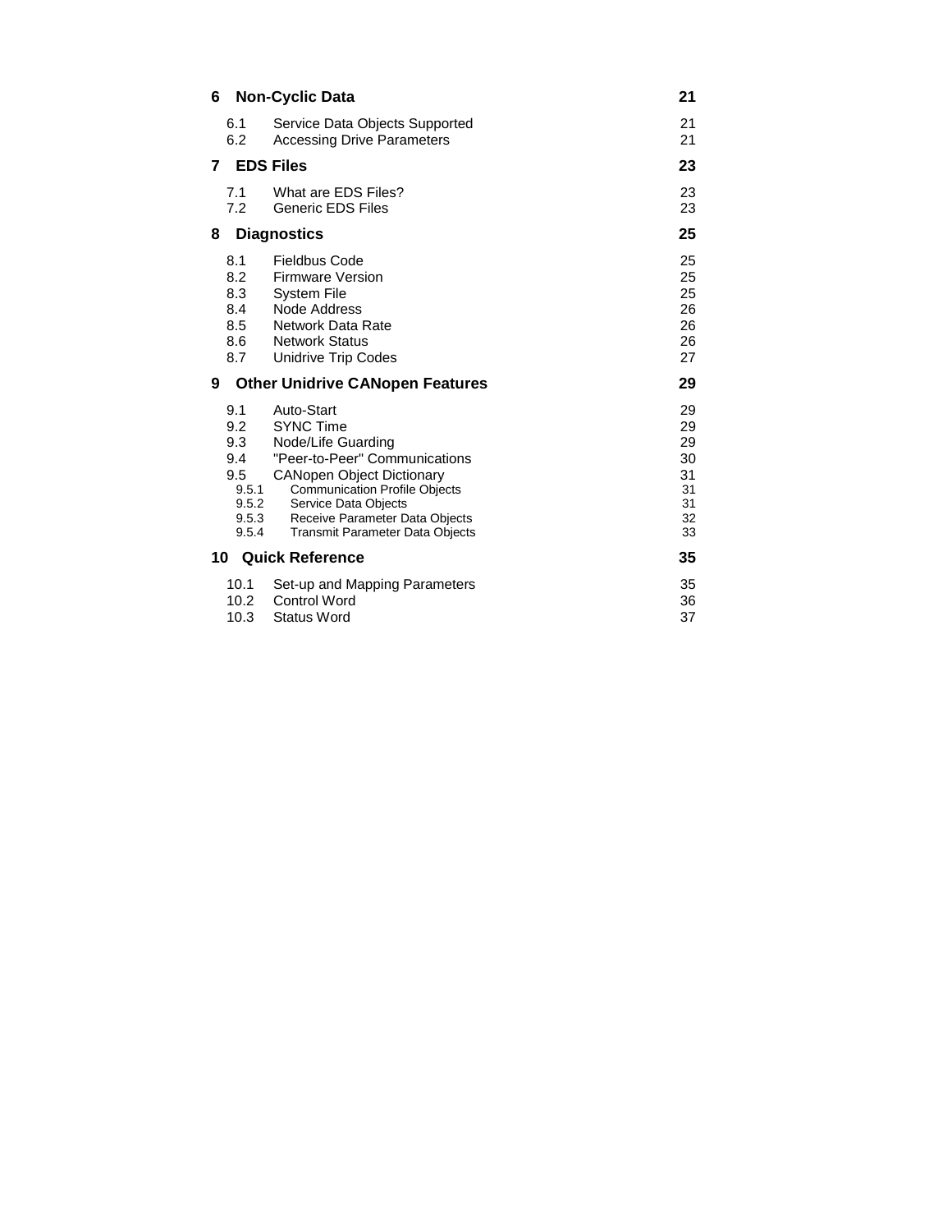| | | |
|---|---|---|
| **6** | **Non-Cyclic Data** | **21** |
| 6.1 | Service Data Objects Supported | 21 |
| 6.2 | Accessing Drive Parameters | 21 |
| **7** | **EDS Files** | **23** |
| 7.1 | What are EDS Files? | 23 |
| 7.2 | Generic EDS Files | 23 |
| **8** | **Diagnostics** | **25** |
| 8.1 | Fieldbus Code | 25 |
| 8.2 | Firmware Version | 25 |
| 8.3 | System File | 25 |
| 8.4 | Node Address | 26 |
| 8.5 | Network Data Rate | 26 |
| 8.6 | Network Status | 26 |
| 8.7 | Unidrive Trip Codes | 27 |
| **9** | **Other Unidrive CANopen Features** | **29** |
| 9.1 | Auto-Start | 29 |
| 9.2 | SYNC Time | 29 |
| 9.3 | Node/Life Guarding | 29 |
| 9.4 | "Peer-to-Peer" Communications | 30 |
| 9.5 | CANopen Object Dictionary | 31 |
| 9.5.1 | Communication Profile Objects | 31 |
| 9.5.2 | Service Data Objects | 31 |
| 9.5.3 | Receive Parameter Data Objects | 32 |
| 9.5.4 | Transmit Parameter Data Objects | 33 |
| **10** | **Quick Reference** | **35** |
| 10.1 | Set-up and Mapping Parameters | 35 |
| 10.2 | Control Word | 36 |
| 10.3 | Status Word | 37 |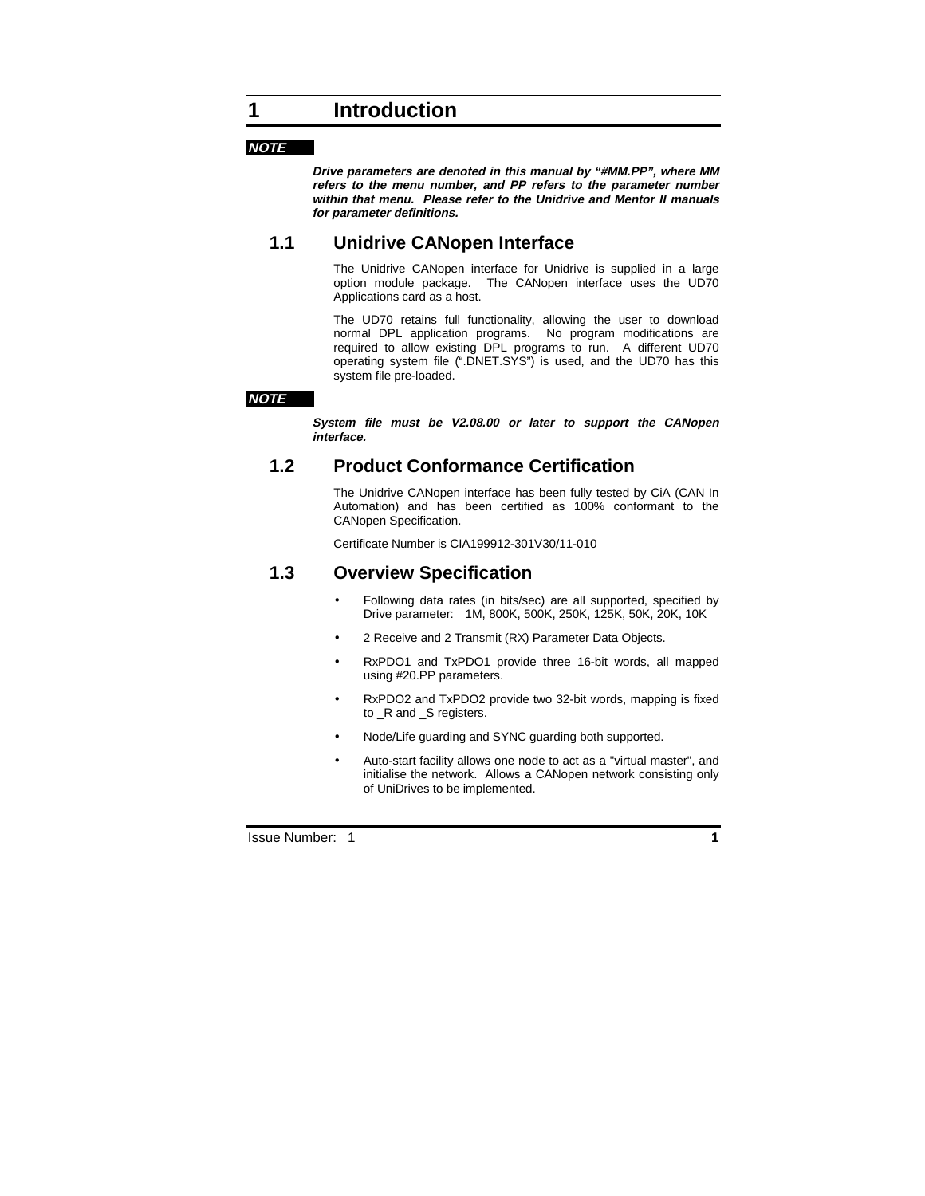# 1 Introduction

***NOTE***

***Drive parameters are denoted in this manual by "#MM.PP", where MM refers to the menu number, and PP refers to the parameter number within that menu. Please refer to the Unidrive and Mentor II manuals for parameter definitions.***

## 1.1 Unidrive CANopen Interface

The Unidrive CANopen interface for Unidrive is supplied in a large option module package. The CANopen interface uses the UD70 Applications card as a host.

The UD70 retains full functionality, allowing the user to download normal DPL application programs. No program modifications are required to allow existing DPL programs to run. A different UD70 operating system file (".DNET.SYS") is used, and the UD70 has this system file pre-loaded.

***NOTE***

***System file must be V2.08.00 or later to support the CANopen interface.***

## 1.2 Product Conformance Certification

The Unidrive CANopen interface has been fully tested by CiA (CAN In Automation) and has been certified as 100% conformant to the CANopen Specification.

Certificate Number is CIA199912-301V30/11-010

## 1.3 Overview Specification

- Following data rates (in bits/sec) are all supported, specified by Drive parameter: 1M, 800K, 500K, 250K, 125K, 50K, 20K, 10K
- 2 Receive and 2 Transmit (RX) Parameter Data Objects.
- RxPDO1 and TxPDO1 provide three 16-bit words, all mapped using #20.PP parameters.
- RxPDO2 and TxPDO2 provide two 32-bit words, mapping is fixed to _R and _S registers.
- Node/Life guarding and SYNC guarding both supported.
- Auto-start facility allows one node to act as a "virtual master", and initialise the network. Allows a CANopen network consisting only of UniDrives to be implemented.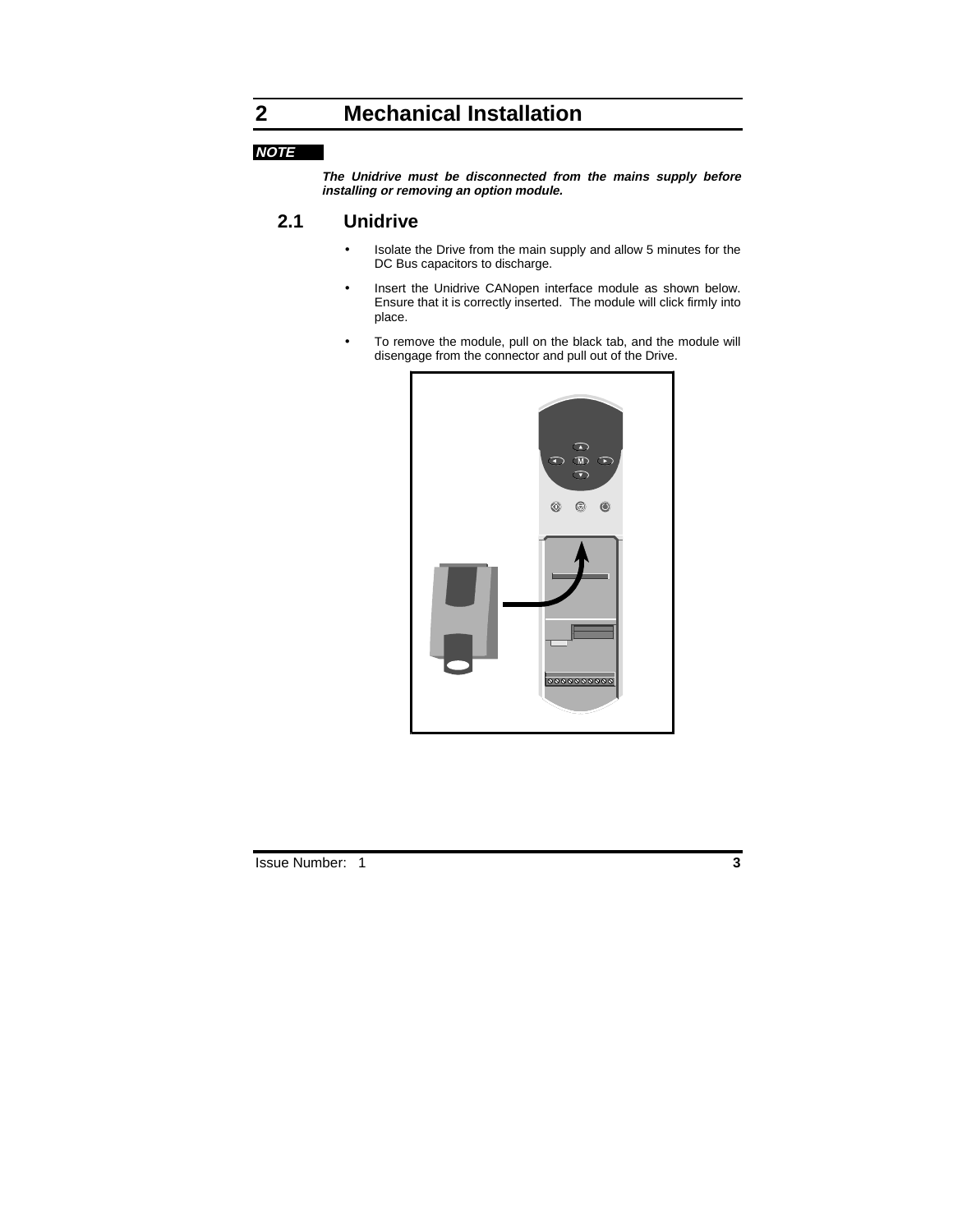# 2 Mechanical Installation

***NOTE***

***The Unidrive must be disconnected from the mains supply before installing or removing an option module.***

## 2.1 Unidrive

- Isolate the Drive from the main supply and allow 5 minutes for the DC Bus capacitors to discharge.
- Insert the Unidrive CANopen interface module as shown below. Ensure that it is correctly inserted. The module will click firmly into place.
- To remove the module, pull on the black tab, and the module will disengage from the connector and pull out of the Drive.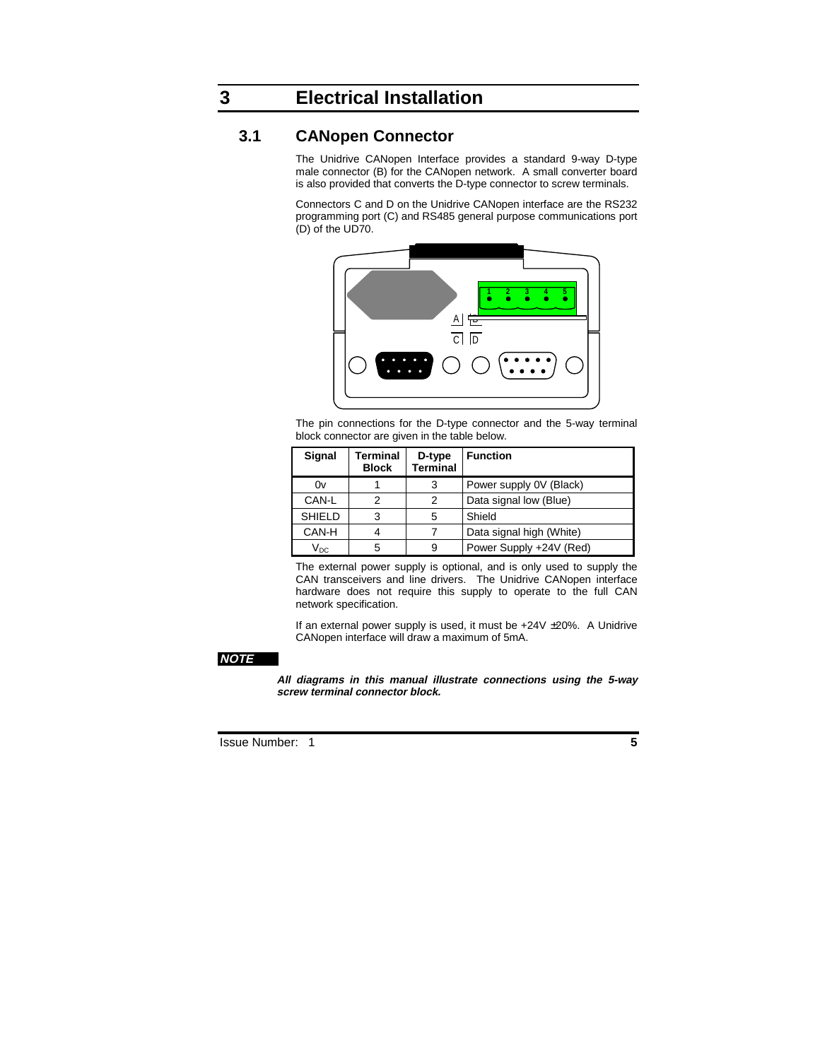# 3 Electrical Installation

## 3.1 CANopen Connector

The Unidrive CANopen Interface provides a standard 9-way D-type male connector (B) for the CANopen network. A small converter board is also provided that converts the D-type connector to screw terminals.

Connectors C and D on the Unidrive CANopen interface are the RS232 programming port (C) and RS485 general purpose communications port (D) of the UD70.

The pin connections for the D-type connector and the 5-way terminal block connector are given in the table below.

| Signal | Terminal Block | D-type Terminal | Function |
|---|---|---|---|
| 0v | 1 | 3 | Power supply 0V (Black) |
| CAN-L | 2 | 2 | Data signal low (Blue) |
| SHIELD | 3 | 5 | Shield |
| CAN-H | 4 | 7 | Data signal high (White) |
| $V_{DC}$ | 5 | 9 | Power Supply +24V (Red) |

The external power supply is optional, and is only used to supply the CAN transceivers and line drivers. The Unidrive CANopen interface hardware does not require this supply to operate to the full CAN network specification.

If an external power supply is used, it must be +24V ±20%. A Unidrive CANopen interface will draw a maximum of 5mA.

***NOTE***

***All diagrams in this manual illustrate connections using the 5-way screw terminal connector block.***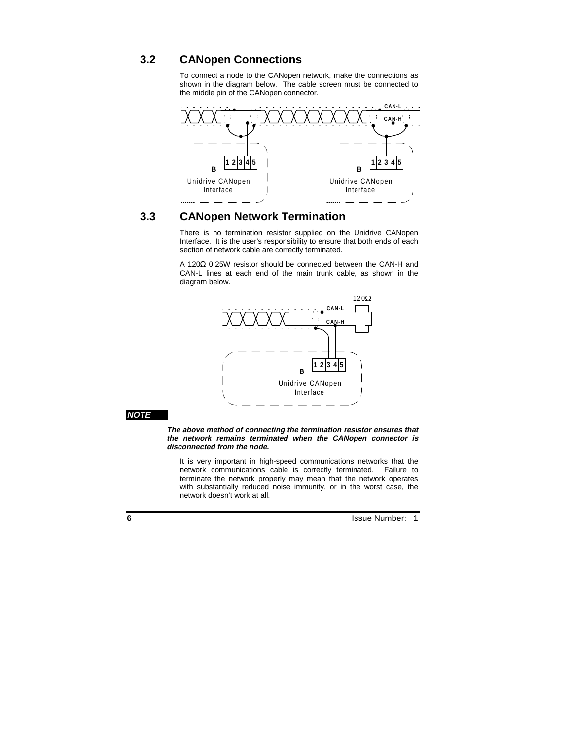## 3.2 CANopen Connections

To connect a node to the CANopen network, make the connections as shown in the diagram below. The cable screen must be connected to the middle pin of the CANopen connector.

## 3.3 CANopen Network Termination

There is no termination resistor supplied on the Unidrive CANopen Interface. It is the user's responsibility to ensure that both ends of each section of network cable are correctly terminated.

A 120Ω 0.25W resistor should be connected between the CAN-H and CAN-L lines at each end of the main trunk cable, as shown in the diagram below.

***NOTE***

***The above method of connecting the termination resistor ensures that the network remains terminated when the CANopen connector is disconnected from the node.***

It is very important in high-speed communications networks that the network communications cable is correctly terminated. Failure to terminate the network properly may mean that the network operates with substantially reduced noise immunity, or in the worst case, the network doesn't work at all.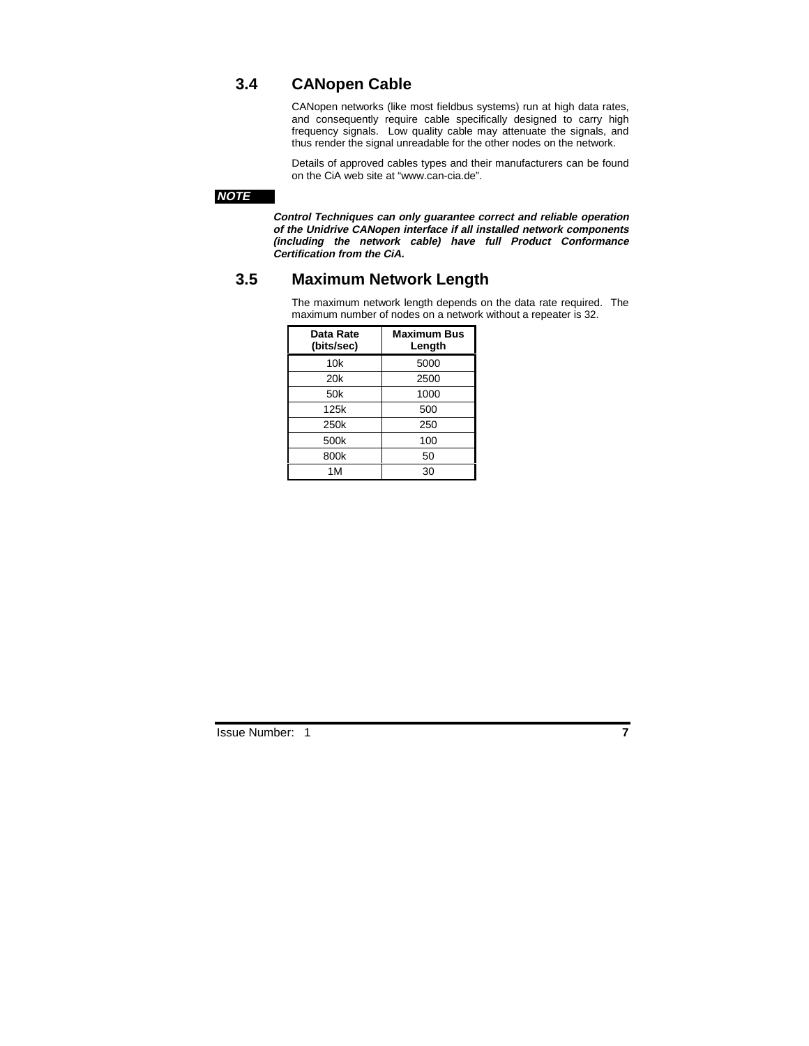## 3.4 CANopen Cable

CANopen networks (like most fieldbus systems) run at high data rates, and consequently require cable specifically designed to carry high frequency signals. Low quality cable may attenuate the signals, and thus render the signal unreadable for the other nodes on the network.

Details of approved cables types and their manufacturers can be found on the CiA web site at "www.can-cia.de".

***NOTE***

***Control Techniques can only guarantee correct and reliable operation of the Unidrive CANopen interface if all installed network components (including the network cable) have full Product Conformance Certification from the CiA.***

## 3.5 Maximum Network Length

The maximum network length depends on the data rate required. The maximum number of nodes on a network without a repeater is 32.

| Data Rate (bits/sec) | Maximum Bus Length |
|---|---|
| 10k | 5000 |
| 20k | 2500 |
| 50k | 1000 |
| 125k | 500 |
| 250k | 250 |
| 500k | 100 |
| 800k | 50 |
| 1M | 30 |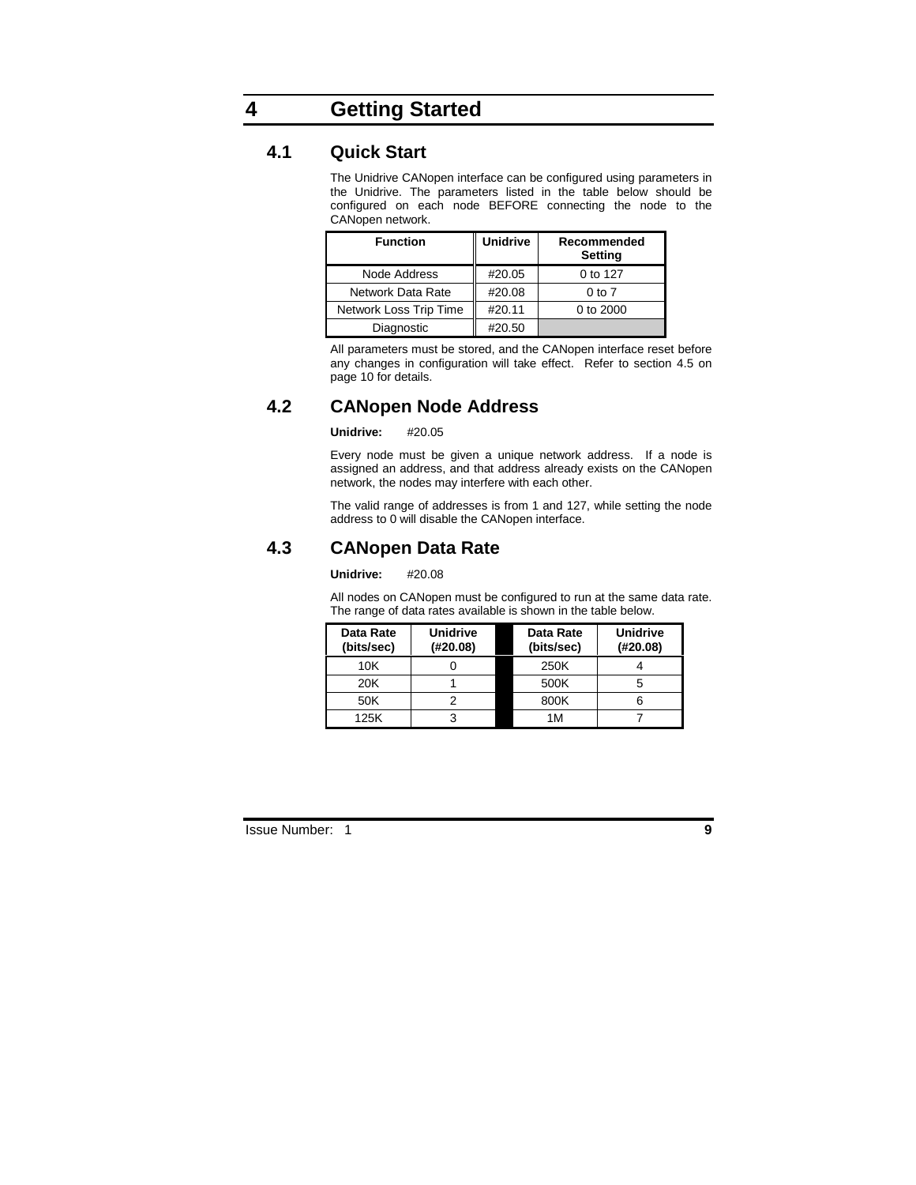# 4 Getting Started

## 4.1 Quick Start

The Unidrive CANopen interface can be configured using parameters in the Unidrive. The parameters listed in the table below should be configured on each node BEFORE connecting the node to the CANopen network.

| Function | Unidrive | Recommended Setting |
|---|---|---|
| Node Address | #20.05 | 0 to 127 |
| Network Data Rate | #20.08 | 0 to 7 |
| Network Loss Trip Time | #20.11 | 0 to 2000 |
| Diagnostic | #20.50 | |

All parameters must be stored, and the CANopen interface reset before any changes in configuration will take effect. Refer to section 4.5 on page 10 for details.

## 4.2 CANopen Node Address

**Unidrive:** #20.05

Every node must be given a unique network address. If a node is assigned an address, and that address already exists on the CANopen network, the nodes may interfere with each other.

The valid range of addresses is from 1 and 127, while setting the node address to 0 will disable the CANopen interface.

## 4.3 CANopen Data Rate

**Unidrive:** #20.08

All nodes on CANopen must be configured to run at the same data rate. The range of data rates available is shown in the table below.

| Data Rate (bits/sec) | Unidrive (#20.08) | | Data Rate (bits/sec) | Unidrive (#20.08) |
|---|---|---|---|---|
| 10K | 0 | | 250K | 4 |
| 20K | 1 | | 500K | 5 |
| 50K | 2 | | 800K | 6 |
| 125K | 3 | | 1M | 7 |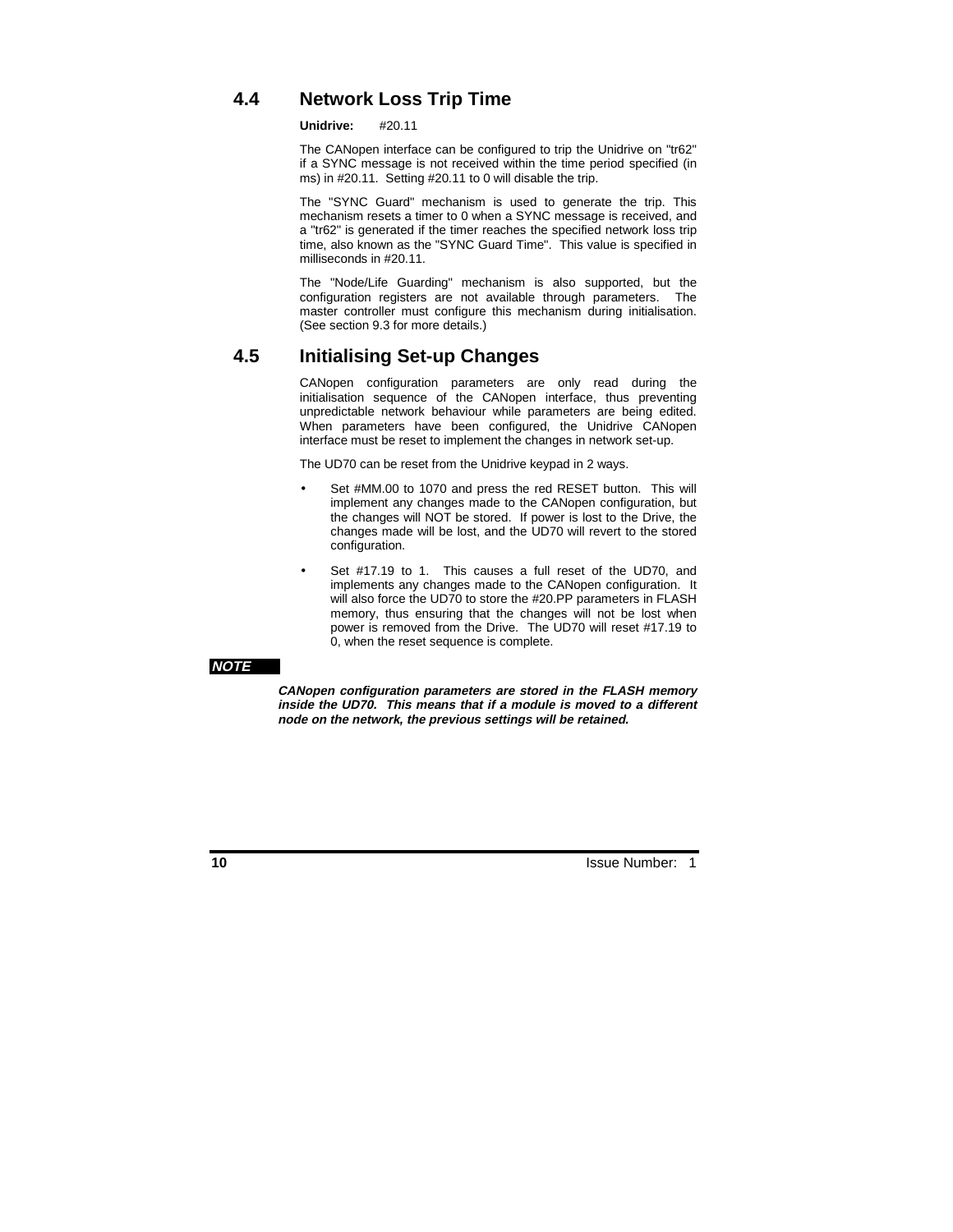## 4.4 Network Loss Trip Time

**Unidrive:** #20.11

The CANopen interface can be configured to trip the Unidrive on "tr62" if a SYNC message is not received within the time period specified (in ms) in #20.11. Setting #20.11 to 0 will disable the trip.

The "SYNC Guard" mechanism is used to generate the trip. This mechanism resets a timer to 0 when a SYNC message is received, and a "tr62" is generated if the timer reaches the specified network loss trip time, also known as the "SYNC Guard Time". This value is specified in milliseconds in #20.11.

The "Node/Life Guarding" mechanism is also supported, but the configuration registers are not available through parameters. The master controller must configure this mechanism during initialisation. (See section 9.3 for more details.)

## 4.5 Initialising Set-up Changes

CANopen configuration parameters are only read during the initialisation sequence of the CANopen interface, thus preventing unpredictable network behaviour while parameters are being edited. When parameters have been configured, the Unidrive CANopen interface must be reset to implement the changes in network set-up.

The UD70 can be reset from the Unidrive keypad in 2 ways.

- Set #MM.00 to 1070 and press the red RESET button. This will implement any changes made to the CANopen configuration, but the changes will NOT be stored. If power is lost to the Drive, the changes made will be lost, and the UD70 will revert to the stored configuration.
- Set #17.19 to 1. This causes a full reset of the UD70, and implements any changes made to the CANopen configuration. It will also force the UD70 to store the #20.PP parameters in FLASH memory, thus ensuring that the changes will not be lost when power is removed from the Drive. The UD70 will reset #17.19 to 0, when the reset sequence is complete.

***NOTE***

***CANopen configuration parameters are stored in the FLASH memory inside the UD70. This means that if a module is moved to a different node on the network, the previous settings will be retained.***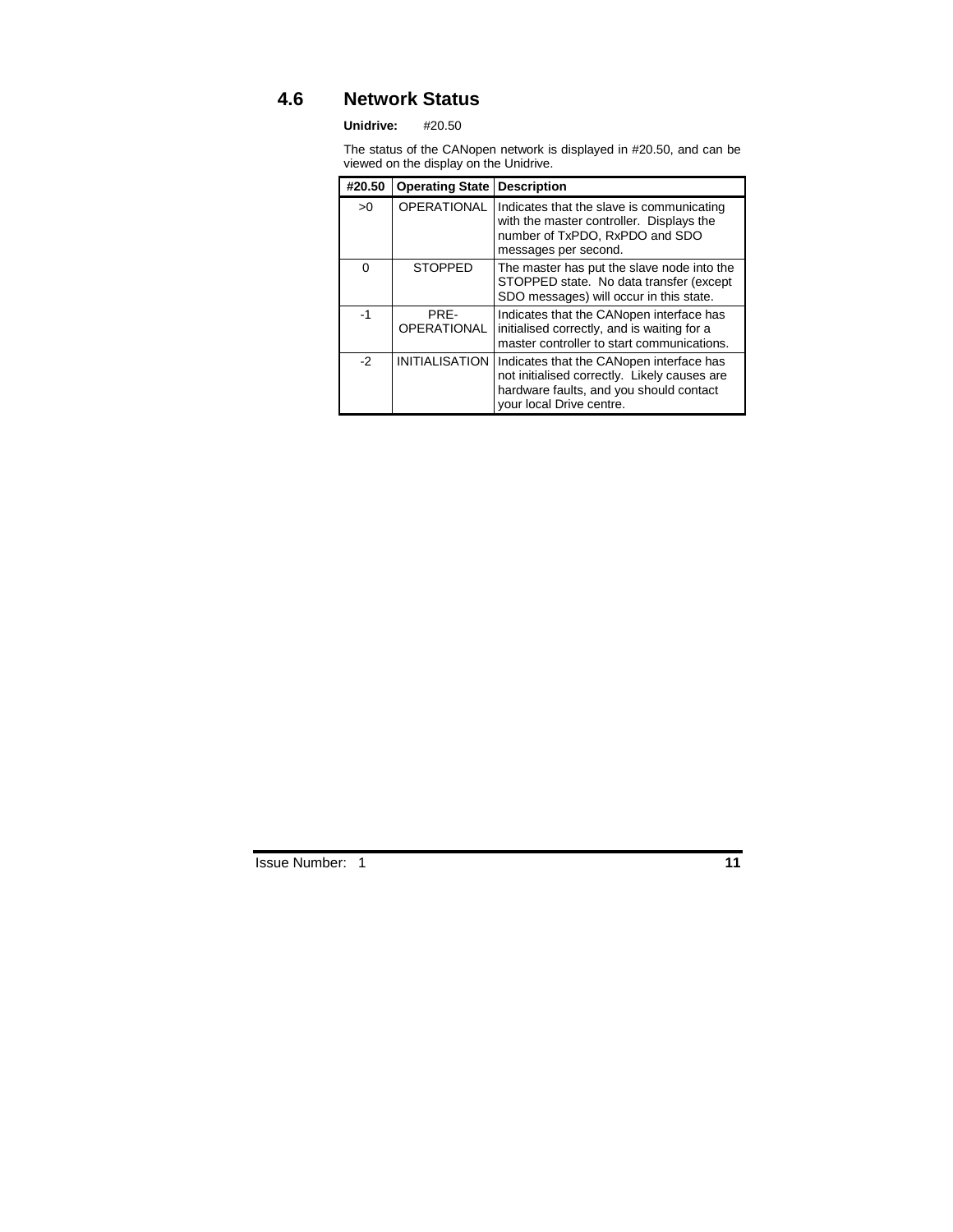## 4.6 Network Status

**Unidrive:** #20.50

The status of the CANopen network is displayed in #20.50, and can be viewed on the display on the Unidrive.

| #20.50 | Operating State | Description |
|---|---|---|
| >0 | OPERATIONAL | Indicates that the slave is communicating with the master controller. Displays the number of TxPDO, RxPDO and SDO messages per second. |
| 0 | STOPPED | The master has put the slave node into the STOPPED state. No data transfer (except SDO messages) will occur in this state. |
| -1 | PRE-OPERATIONAL | Indicates that the CANopen interface has initialised correctly, and is waiting for a master controller to start communications. |
| -2 | INITIALISATION | Indicates that the CANopen interface has not initialised correctly. Likely causes are hardware faults, and you should contact your local Drive centre. |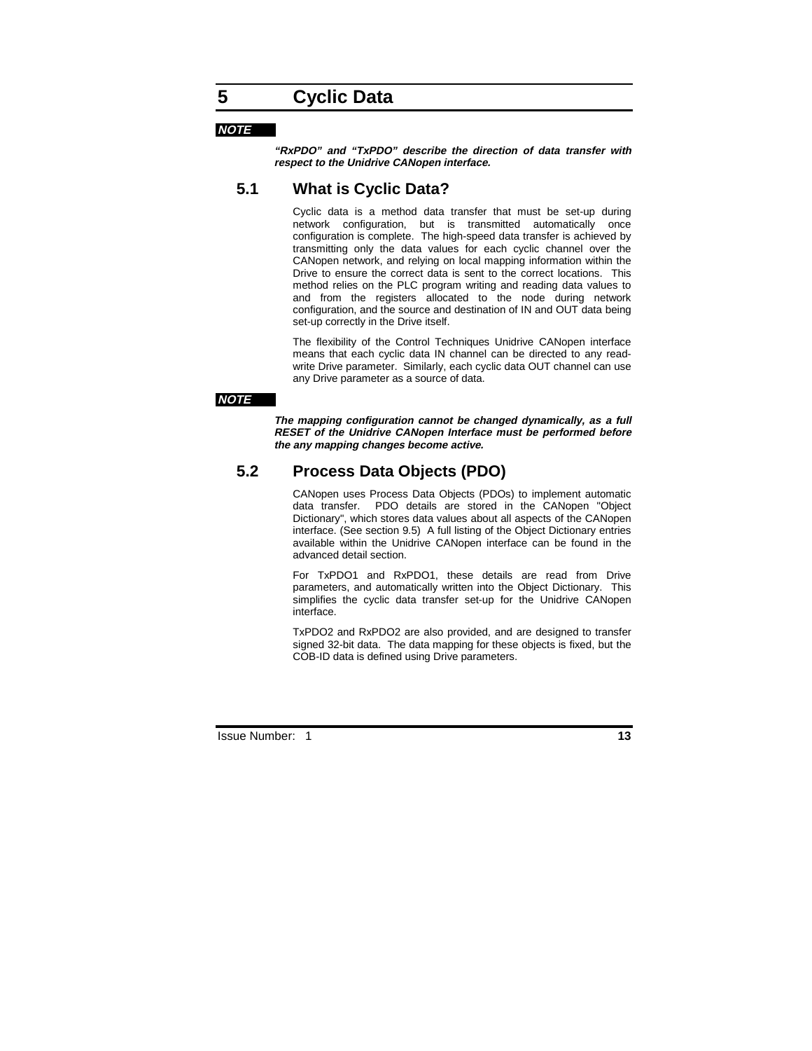# 5 Cyclic Data

***NOTE***

***"RxPDO" and "TxPDO" describe the direction of data transfer with respect to the Unidrive CANopen interface.***

## 5.1 What is Cyclic Data?

Cyclic data is a method data transfer that must be set-up during network configuration, but is transmitted automatically once configuration is complete. The high-speed data transfer is achieved by transmitting only the data values for each cyclic channel over the CANopen network, and relying on local mapping information within the Drive to ensure the correct data is sent to the correct locations. This method relies on the PLC program writing and reading data values to and from the registers allocated to the node during network configuration, and the source and destination of IN and OUT data being set-up correctly in the Drive itself.

The flexibility of the Control Techniques Unidrive CANopen interface means that each cyclic data IN channel can be directed to any read-write Drive parameter. Similarly, each cyclic data OUT channel can use any Drive parameter as a source of data.

***NOTE***

***The mapping configuration cannot be changed dynamically, as a full RESET of the Unidrive CANopen Interface must be performed before the any mapping changes become active.***

## 5.2 Process Data Objects (PDO)

CANopen uses Process Data Objects (PDOs) to implement automatic data transfer. PDO details are stored in the CANopen "Object Dictionary", which stores data values about all aspects of the CANopen interface. (See section 9.5) A full listing of the Object Dictionary entries available within the Unidrive CANopen interface can be found in the advanced detail section.

For TxPDO1 and RxPDO1, these details are read from Drive parameters, and automatically written into the Object Dictionary. This simplifies the cyclic data transfer set-up for the Unidrive CANopen interface.

TxPDO2 and RxPDO2 are also provided, and are designed to transfer signed 32-bit data. The data mapping for these objects is fixed, but the COB-ID data is defined using Drive parameters.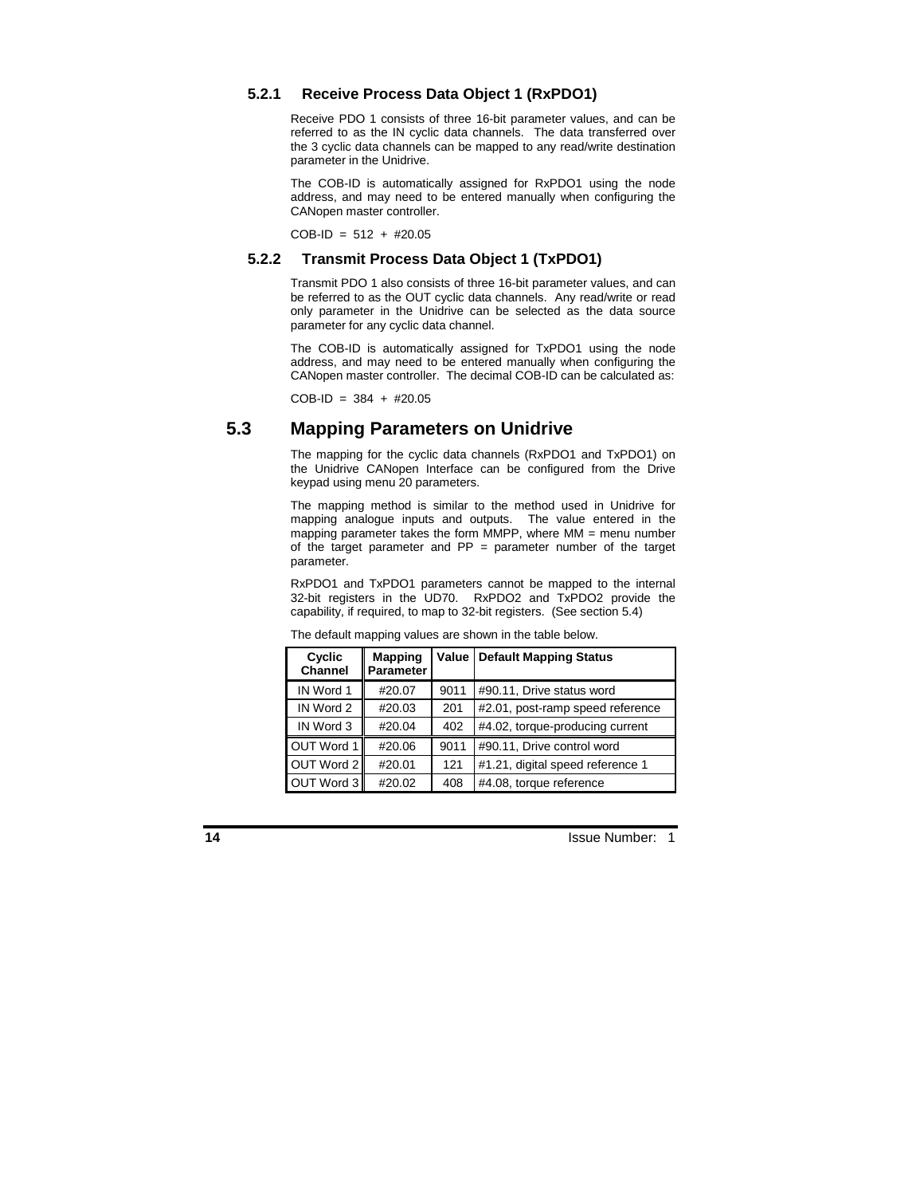### 5.2.1 Receive Process Data Object 1 (RxPDO1)

Receive PDO 1 consists of three 16-bit parameter values, and can be referred to as the IN cyclic data channels. The data transferred over the 3 cyclic data channels can be mapped to any read/write destination parameter in the Unidrive.

The COB-ID is automatically assigned for RxPDO1 using the node address, and may need to be entered manually when configuring the CANopen master controller.

COB-ID = 512 + #20.05

### 5.2.2 Transmit Process Data Object 1 (TxPDO1)

Transmit PDO 1 also consists of three 16-bit parameter values, and can be referred to as the OUT cyclic data channels. Any read/write or read only parameter in the Unidrive can be selected as the data source parameter for any cyclic data channel.

The COB-ID is automatically assigned for TxPDO1 using the node address, and may need to be entered manually when configuring the CANopen master controller. The decimal COB-ID can be calculated as:

COB-ID = 384 + #20.05

## 5.3 Mapping Parameters on Unidrive

The mapping for the cyclic data channels (RxPDO1 and TxPDO1) on the Unidrive CANopen Interface can be configured from the Drive keypad using menu 20 parameters.

The mapping method is similar to the method used in Unidrive for mapping analogue inputs and outputs. The value entered in the mapping parameter takes the form MMPP, where MM = menu number of the target parameter and PP = parameter number of the target parameter.

RxPDO1 and TxPDO1 parameters cannot be mapped to the internal 32-bit registers in the UD70. RxPDO2 and TxPDO2 provide the capability, if required, to map to 32-bit registers. (See section 5.4)

The default mapping values are shown in the table below.

| Cyclic Channel | Mapping Parameter | Value | Default Mapping Status |
|---|---|---|---|
| IN Word 1 | #20.07 | 9011 | #90.11, Drive status word |
| IN Word 2 | #20.03 | 201 | #2.01, post-ramp speed reference |
| IN Word 3 | #20.04 | 402 | #4.02, torque-producing current |
| OUT Word 1 | #20.06 | 9011 | #90.11, Drive control word |
| OUT Word 2 | #20.01 | 121 | #1.21, digital speed reference 1 |
| OUT Word 3 | #20.02 | 408 | #4.08, torque reference |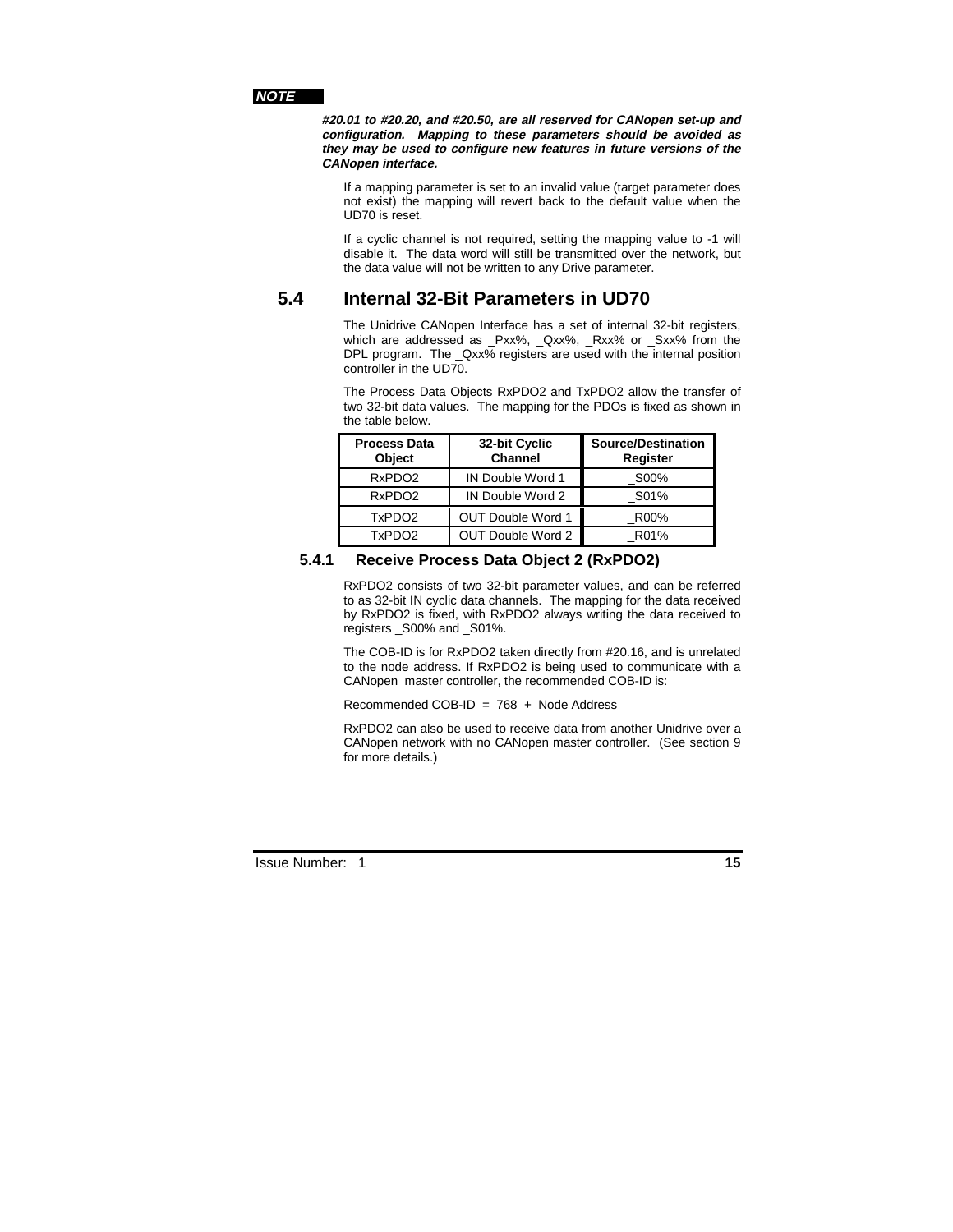***NOTE***

***#20.01 to #20.20, and #20.50, are all reserved for CANopen set-up and configuration. Mapping to these parameters should be avoided as they may be used to configure new features in future versions of the CANopen interface.***

If a mapping parameter is set to an invalid value (target parameter does not exist) the mapping will revert back to the default value when the UD70 is reset.

If a cyclic channel is not required, setting the mapping value to -1 will disable it. The data word will still be transmitted over the network, but the data value will not be written to any Drive parameter.

## 5.4 Internal 32-Bit Parameters in UD70

The Unidrive CANopen Interface has a set of internal 32-bit registers, which are addressed as _Pxx%, _Qxx%, _Rxx% or _Sxx% from the DPL program. The _Qxx% registers are used with the internal position controller in the UD70.

The Process Data Objects RxPDO2 and TxPDO2 allow the transfer of two 32-bit data values. The mapping for the PDOs is fixed as shown in the table below.

| Process Data Object | 32-bit Cyclic Channel | Source/Destination Register |
|---|---|---|
| RxPDO2 | IN Double Word 1 | _S00% |
| RxPDO2 | IN Double Word 2 | _S01% |
| TxPDO2 | OUT Double Word 1 | _R00% |
| TxPDO2 | OUT Double Word 2 | _R01% |

### 5.4.1 Receive Process Data Object 2 (RxPDO2)

RxPDO2 consists of two 32-bit parameter values, and can be referred to as 32-bit IN cyclic data channels. The mapping for the data received by RxPDO2 is fixed, with RxPDO2 always writing the data received to registers _S00% and _S01%.

The COB-ID is for RxPDO2 taken directly from #20.16, and is unrelated to the node address. If RxPDO2 is being used to communicate with a CANopen master controller, the recommended COB-ID is:

Recommended COB-ID = 768 + Node Address

RxPDO2 can also be used to receive data from another Unidrive over a CANopen network with no CANopen master controller. (See section 9 for more details.)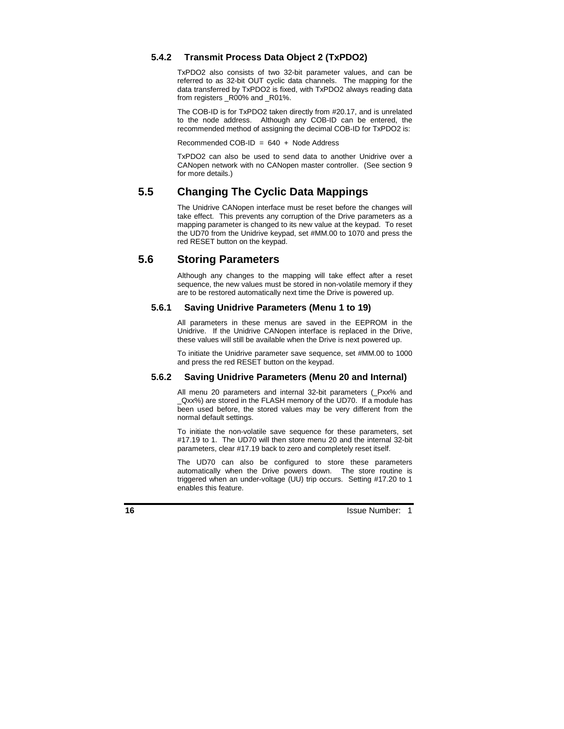### 5.4.2 Transmit Process Data Object 2 (TxPDO2)

TxPDO2 also consists of two 32-bit parameter values, and can be referred to as 32-bit OUT cyclic data channels. The mapping for the data transferred by TxPDO2 is fixed, with TxPDO2 always reading data from registers _R00% and _R01%.

The COB-ID is for TxPDO2 taken directly from #20.17, and is unrelated to the node address. Although any COB-ID can be entered, the recommended method of assigning the decimal COB-ID for TxPDO2 is:

Recommended COB-ID = 640 + Node Address

TxPDO2 can also be used to send data to another Unidrive over a CANopen network with no CANopen master controller. (See section 9 for more details.)

## 5.5 Changing The Cyclic Data Mappings

The Unidrive CANopen interface must be reset before the changes will take effect. This prevents any corruption of the Drive parameters as a mapping parameter is changed to its new value at the keypad. To reset the UD70 from the Unidrive keypad, set #MM.00 to 1070 and press the red RESET button on the keypad.

## 5.6 Storing Parameters

Although any changes to the mapping will take effect after a reset sequence, the new values must be stored in non-volatile memory if they are to be restored automatically next time the Drive is powered up.

### 5.6.1 Saving Unidrive Parameters (Menu 1 to 19)

All parameters in these menus are saved in the EEPROM in the Unidrive. If the Unidrive CANopen interface is replaced in the Drive, these values will still be available when the Drive is next powered up.

To initiate the Unidrive parameter save sequence, set #MM.00 to 1000 and press the red RESET button on the keypad.

### 5.6.2 Saving Unidrive Parameters (Menu 20 and Internal)

All menu 20 parameters and internal 32-bit parameters (_Pxx% and _Qxx%) are stored in the FLASH memory of the UD70. If a module has been used before, the stored values may be very different from the normal default settings.

To initiate the non-volatile save sequence for these parameters, set #17.19 to 1. The UD70 will then store menu 20 and the internal 32-bit parameters, clear #17.19 back to zero and completely reset itself.

The UD70 can also be configured to store these parameters automatically when the Drive powers down. The store routine is triggered when an under-voltage (UU) trip occurs. Setting #17.20 to 1 enables this feature.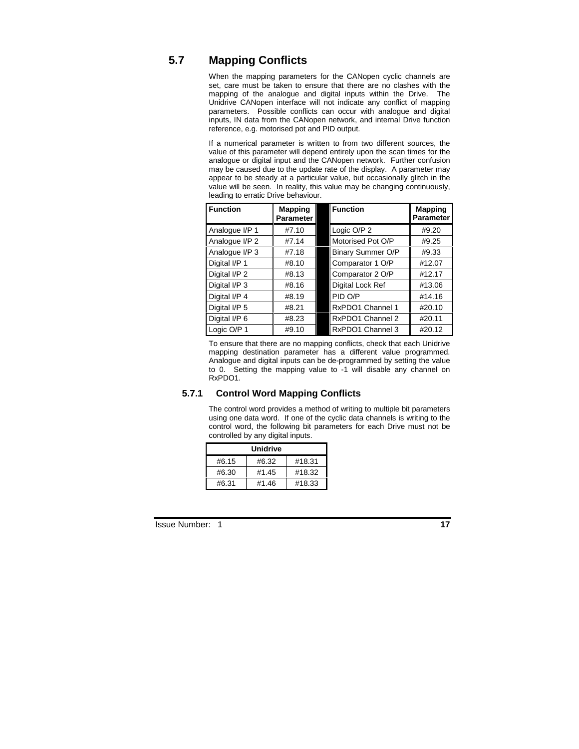## 5.7 Mapping Conflicts

When the mapping parameters for the CANopen cyclic channels are set, care must be taken to ensure that there are no clashes with the mapping of the analogue and digital inputs within the Drive. The Unidrive CANopen interface will not indicate any conflict of mapping parameters. Possible conflicts can occur with analogue and digital inputs, IN data from the CANopen network, and internal Drive function reference, e.g. motorised pot and PID output.

If a numerical parameter is written to from two different sources, the value of this parameter will depend entirely upon the scan times for the analogue or digital input and the CANopen network. Further confusion may be caused due to the update rate of the display. A parameter may appear to be steady at a particular value, but occasionally glitch in the value will be seen. In reality, this value may be changing continuously, leading to erratic Drive behaviour.

| Function | Mapping Parameter | Function | Mapping Parameter |
|---|---|---|---|
| Analogue I/P 1 | #7.10 | Logic O/P 2 | #9.20 |
| Analogue I/P 2 | #7.14 | Motorised Pot O/P | #9.25 |
| Analogue I/P 3 | #7.18 | Binary Summer O/P | #9.33 |
| Digital I/P 1 | #8.10 | Comparator 1 O/P | #12.07 |
| Digital I/P 2 | #8.13 | Comparator 2 O/P | #12.17 |
| Digital I/P 3 | #8.16 | Digital Lock Ref | #13.06 |
| Digital I/P 4 | #8.19 | PID O/P | #14.16 |
| Digital I/P 5 | #8.21 | RxPDO1 Channel 1 | #20.10 |
| Digital I/P 6 | #8.23 | RxPDO1 Channel 2 | #20.11 |
| Logic O/P 1 | #9.10 | RxPDO1 Channel 3 | #20.12 |

To ensure that there are no mapping conflicts, check that each Unidrive mapping destination parameter has a different value programmed. Analogue and digital inputs can be de-programmed by setting the value to 0. Setting the mapping value to -1 will disable any channel on RxPDO1.

### 5.7.1 Control Word Mapping Conflicts

The control word provides a method of writing to multiple bit parameters using one data word. If one of the cyclic data channels is writing to the control word, the following bit parameters for each Drive must not be controlled by any digital inputs.

| Unidrive | | |
|---|---|---|
| #6.15 | #6.32 | #18.31 |
| #6.30 | #1.45 | #18.32 |
| #6.31 | #1.46 | #18.33 |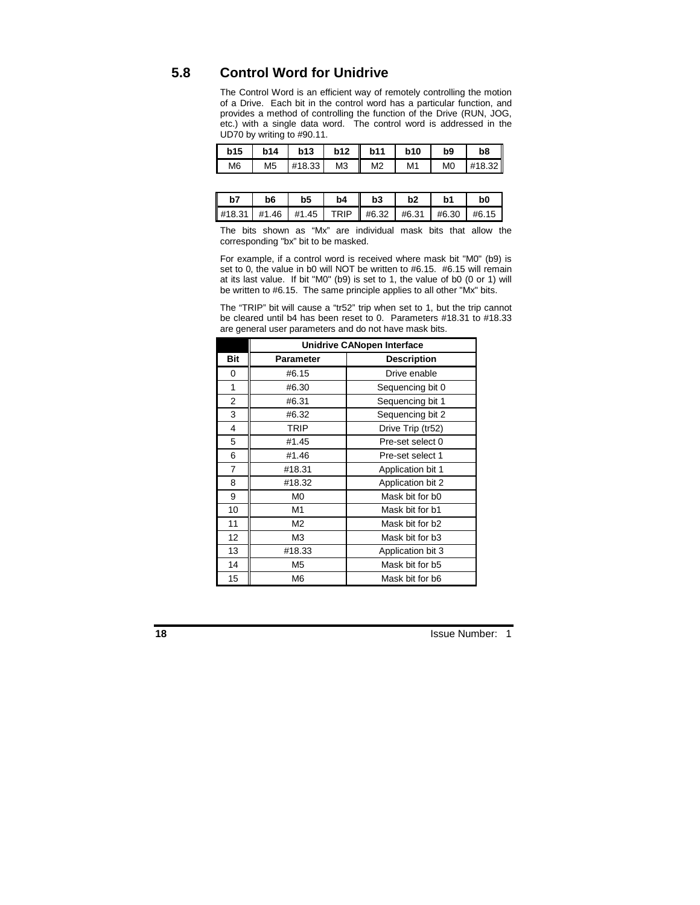## 5.8 Control Word for Unidrive

The Control Word is an efficient way of remotely controlling the motion of a Drive. Each bit in the control word has a particular function, and provides a method of controlling the function of the Drive (RUN, JOG, etc.) with a single data word. The control word is addressed in the UD70 by writing to #90.11.

| b15 | b14 | b13 | b12 | b11 | b10 | b9 | b8 |
|---|---|---|---|---|---|---|---|
| M6 | M5 | #18.33 | M3 | M2 | M1 | M0 | #18.32 |

| b7 | b6 | b5 | b4 | b3 | b2 | b1 | b0 |
|---|---|---|---|---|---|---|---|
| #18.31 | #1.46 | #1.45 | TRIP | #6.32 | #6.31 | #6.30 | #6.15 |

The bits shown as “Mx” are individual mask bits that allow the corresponding "bx" bit to be masked.

For example, if a control word is received where mask bit "M0" (b9) is set to 0, the value in b0 will NOT be written to #6.15. #6.15 will remain at its last value. If bit "M0" (b9) is set to 1, the value of b0 (0 or 1) will be written to #6.15. The same principle applies to all other "Mx" bits.

The “TRIP” bit will cause a “tr52” trip when set to 1, but the trip cannot be cleared until b4 has been reset to 0. Parameters #18.31 to #18.33 are general user parameters and do not have mask bits.

| | Unidrive CANopen Interface | |
|---|---|---|
| **Bit** | **Parameter** | **Description** |
| 0 | #6.15 | Drive enable |
| 1 | #6.30 | Sequencing bit 0 |
| 2 | #6.31 | Sequencing bit 1 |
| 3 | #6.32 | Sequencing bit 2 |
| 4 | TRIP | Drive Trip (tr52) |
| 5 | #1.45 | Pre-set select 0 |
| 6 | #1.46 | Pre-set select 1 |
| 7 | #18.31 | Application bit 1 |
| 8 | #18.32 | Application bit 2 |
| 9 | M0 | Mask bit for b0 |
| 10 | M1 | Mask bit for b1 |
| 11 | M2 | Mask bit for b2 |
| 12 | M3 | Mask bit for b3 |
| 13 | #18.33 | Application bit 3 |
| 14 | M5 | Mask bit for b5 |
| 15 | M6 | Mask bit for b6 |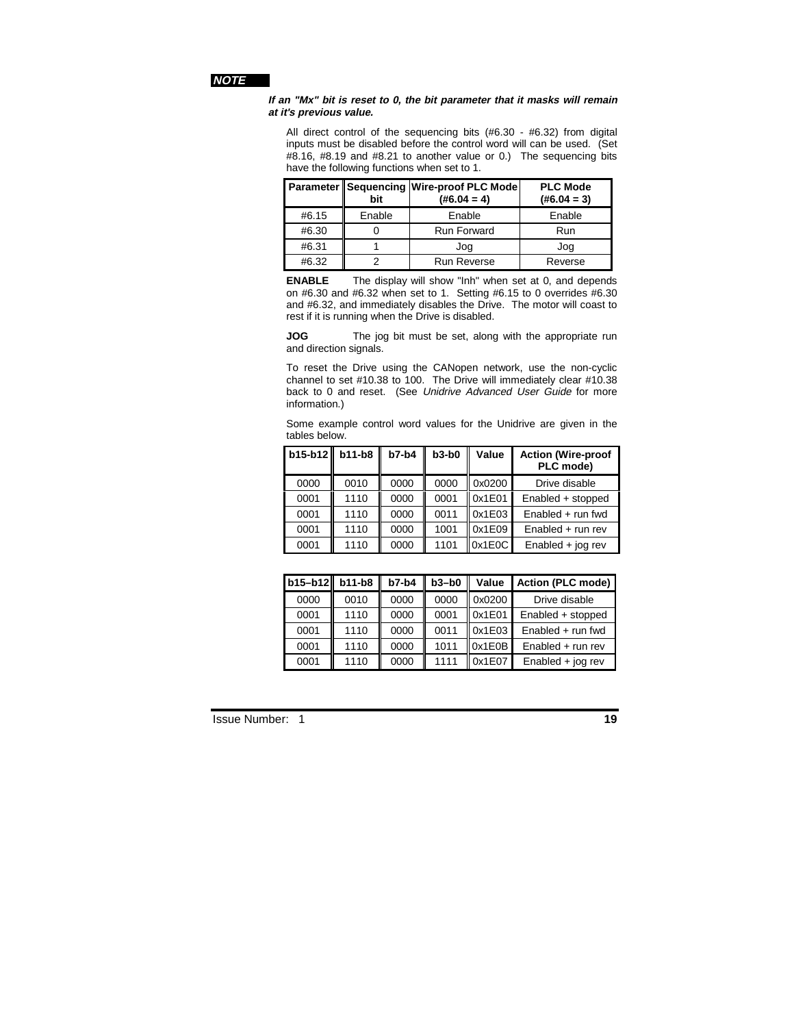**NOTE**

***If an "Mx" bit is reset to 0, the bit parameter that it masks will remain at it's previous value.***

All direct control of the sequencing bits (#6.30 - #6.32) from digital inputs must be disabled before the control word will can be used. (Set #8.16, #8.19 and #8.21 to another value or 0.) The sequencing bits have the following functions when set to 1.

| Parameter | Sequencing bit | Wire-proof PLC Mode (#6.04 = 4) | PLC Mode (#6.04 = 3) |
|---|---|---|---|
| #6.15 | Enable | Enable | Enable |
| #6.30 | 0 | Run Forward | Run |
| #6.31 | 1 | Jog | Jog |
| #6.32 | 2 | Run Reverse | Reverse |

**ENABLE** The display will show "Inh" when set at 0, and depends on #6.30 and #6.32 when set to 1. Setting #6.15 to 0 overrides #6.30 and #6.32, and immediately disables the Drive. The motor will coast to rest if it is running when the Drive is disabled.

**JOG** The jog bit must be set, along with the appropriate run and direction signals.

To reset the Drive using the CANopen network, use the non-cyclic channel to set #10.38 to 100. The Drive will immediately clear #10.38 back to 0 and reset. (See *Unidrive Advanced User Guide* for more information.)

Some example control word values for the Unidrive are given in the tables below.

| b15-b12 | b11-b8 | b7-b4 | b3-b0 | Value | Action (Wire-proof PLC mode) |
|---|---|---|---|---|---|
| 0000 | 0010 | 0000 | 0000 | 0x0200 | Drive disable |
| 0001 | 1110 | 0000 | 0001 | 0x1E01 | Enabled + stopped |
| 0001 | 1110 | 0000 | 0011 | 0x1E03 | Enabled + run fwd |
| 0001 | 1110 | 0000 | 1001 | 0x1E09 | Enabled + run rev |
| 0001 | 1110 | 0000 | 1101 | 0x1E0C | Enabled + jog rev |

| b15–b12 | b11-b8 | b7-b4 | b3–b0 | Value | Action (PLC mode) |
|---|---|---|---|---|---|
| 0000 | 0010 | 0000 | 0000 | 0x0200 | Drive disable |
| 0001 | 1110 | 0000 | 0001 | 0x1E01 | Enabled + stopped |
| 0001 | 1110 | 0000 | 0011 | 0x1E03 | Enabled + run fwd |
| 0001 | 1110 | 0000 | 1011 | 0x1E0B | Enabled + run rev |
| 0001 | 1110 | 0000 | 1111 | 0x1E07 | Enabled + jog rev |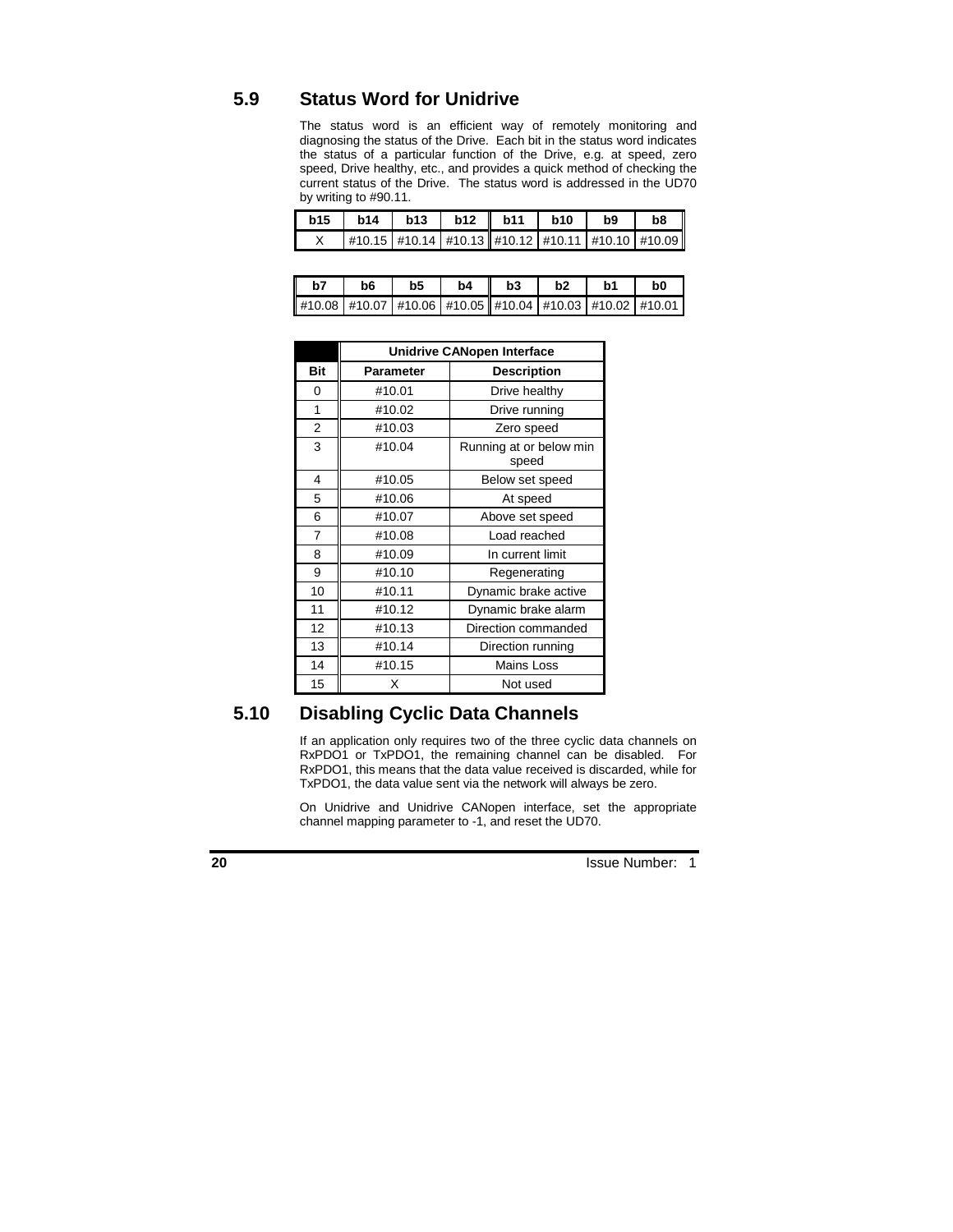## 5.9 Status Word for Unidrive

The status word is an efficient way of remotely monitoring and diagnosing the status of the Drive. Each bit in the status word indicates the status of a particular function of the Drive, e.g. at speed, zero speed, Drive healthy, etc., and provides a quick method of checking the current status of the Drive. The status word is addressed in the UD70 by writing to #90.11.

| b15 | b14 | b13 | b12 | b11 | b10 | b9 | b8 |
|---|---|---|---|---|---|---|---|
| X | #10.15 | #10.14 | #10.13 | #10.12 | #10.11 | #10.10 | #10.09 |

| b7 | b6 | b5 | b4 | b3 | b2 | b1 | b0 |
|---|---|---|---|---|---|---|---|
| #10.08 | #10.07 | #10.06 | #10.05 | #10.04 | #10.03 | #10.02 | #10.01 |

| | Unidrive CANopen Interface | |
|---|---|---|
| **Bit** | **Parameter** | **Description** |
| 0 | #10.01 | Drive healthy |
| 1 | #10.02 | Drive running |
| 2 | #10.03 | Zero speed |
| 3 | #10.04 | Running at or below min speed |
| 4 | #10.05 | Below set speed |
| 5 | #10.06 | At speed |
| 6 | #10.07 | Above set speed |
| 7 | #10.08 | Load reached |
| 8 | #10.09 | In current limit |
| 9 | #10.10 | Regenerating |
| 10 | #10.11 | Dynamic brake active |
| 11 | #10.12 | Dynamic brake alarm |
| 12 | #10.13 | Direction commanded |
| 13 | #10.14 | Direction running |
| 14 | #10.15 | Mains Loss |
| 15 | X | Not used |

## 5.10 Disabling Cyclic Data Channels

If an application only requires two of the three cyclic data channels on RxPDO1 or TxPDO1, the remaining channel can be disabled. For RxPDO1, this means that the data value received is discarded, while for TxPDO1, the data value sent via the network will always be zero.

On Unidrive and Unidrive CANopen interface, set the appropriate channel mapping parameter to -1, and reset the UD70.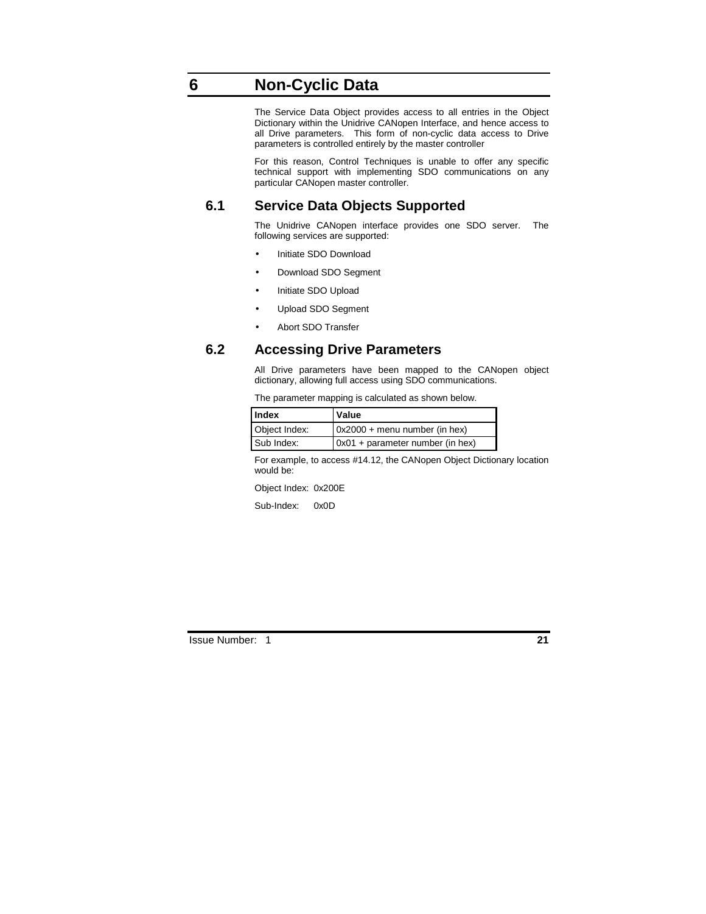# 6 Non-Cyclic Data

The Service Data Object provides access to all entries in the Object Dictionary within the Unidrive CANopen Interface, and hence access to all Drive parameters. This form of non-cyclic data access to Drive parameters is controlled entirely by the master controller

For this reason, Control Techniques is unable to offer any specific technical support with implementing SDO communications on any particular CANopen master controller.

## 6.1 Service Data Objects Supported

The Unidrive CANopen interface provides one SDO server. The following services are supported:

- Initiate SDO Download
- Download SDO Segment
- Initiate SDO Upload
- Upload SDO Segment
- Abort SDO Transfer

## 6.2 Accessing Drive Parameters

All Drive parameters have been mapped to the CANopen object dictionary, allowing full access using SDO communications.

The parameter mapping is calculated as shown below.

| Index | Value |
|---|---|
| Object Index: | 0x2000 + menu number (in hex) |
| Sub Index: | 0x01 + parameter number (in hex) |

For example, to access #14.12, the CANopen Object Dictionary location would be:

Object Index: 0x200E

Sub-Index: 0x0D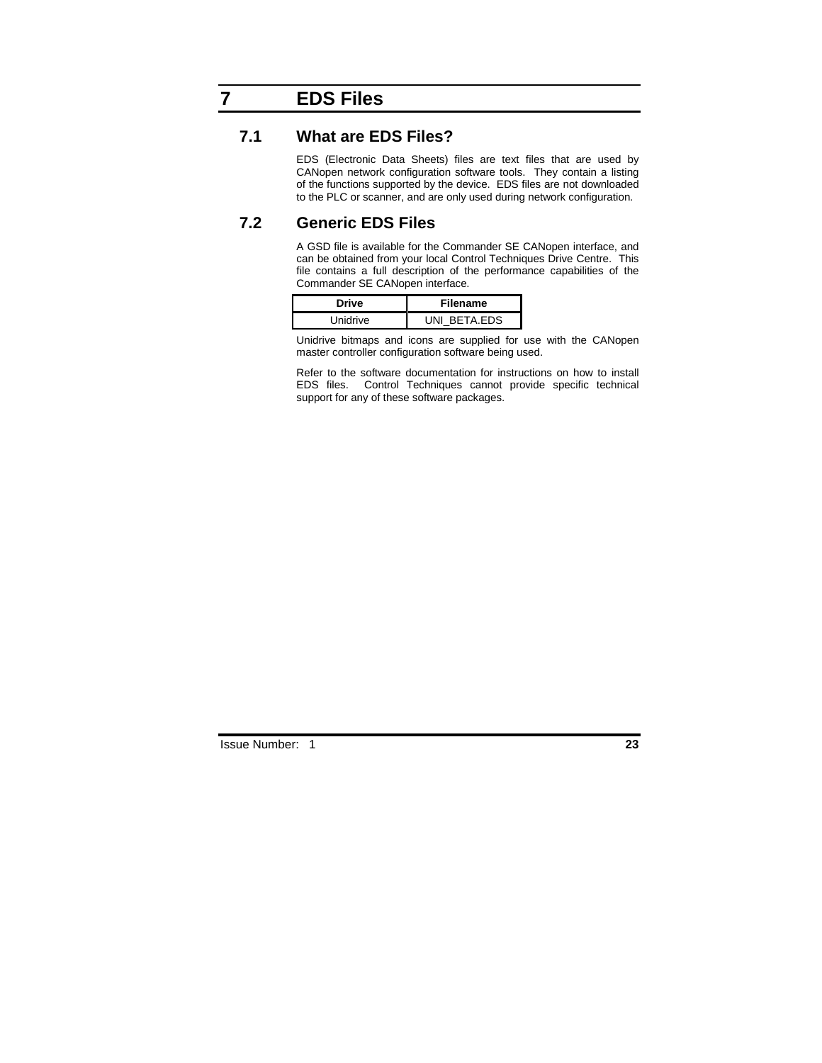# 7 EDS Files

## 7.1 What are EDS Files?

EDS (Electronic Data Sheets) files are text files that are used by CANopen network configuration software tools. They contain a listing of the functions supported by the device. EDS files are not downloaded to the PLC or scanner, and are only used during network configuration.

## 7.2 Generic EDS Files

A GSD file is available for the Commander SE CANopen interface, and can be obtained from your local Control Techniques Drive Centre. This file contains a full description of the performance capabilities of the Commander SE CANopen interface.

| Drive | Filename |
|---|---|
| Unidrive | UNI_BETA.EDS |

Unidrive bitmaps and icons are supplied for use with the CANopen master controller configuration software being used.

Refer to the software documentation for instructions on how to install EDS files. Control Techniques cannot provide specific technical support for any of these software packages.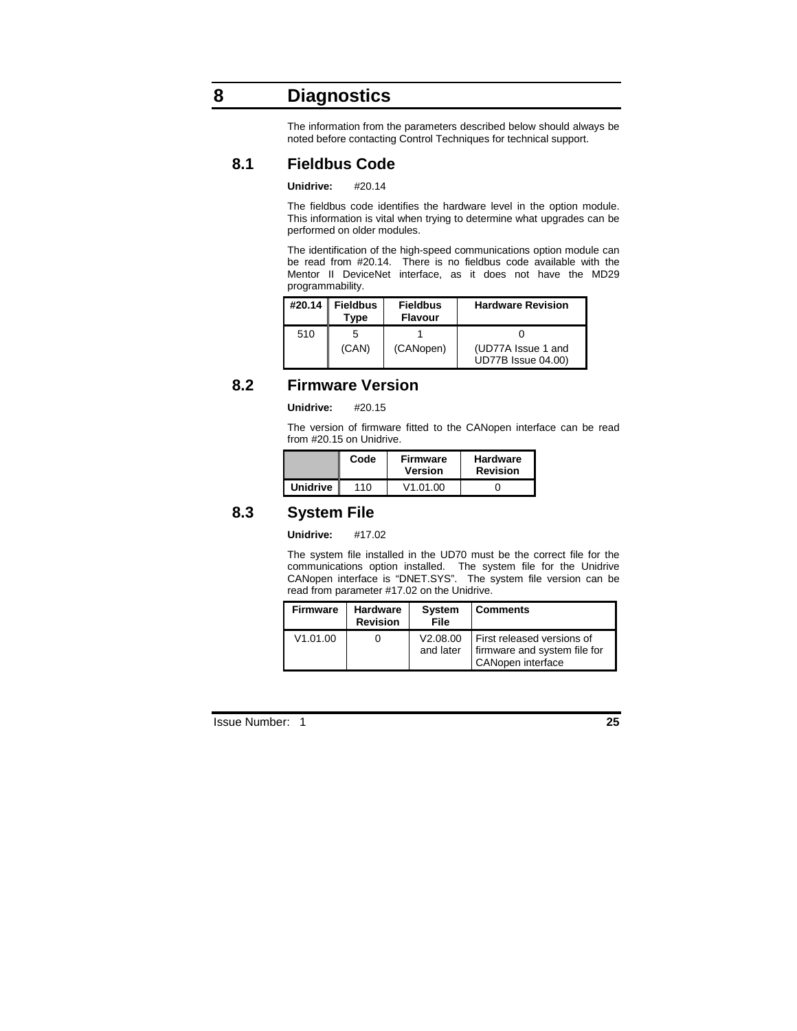# 8 Diagnostics

The information from the parameters described below should always be noted before contacting Control Techniques for technical support.

## 8.1 Fieldbus Code

**Unidrive:** #20.14

The fieldbus code identifies the hardware level in the option module. This information is vital when trying to determine what upgrades can be performed on older modules.

The identification of the high-speed communications option module can be read from #20.14. There is no fieldbus code available with the Mentor II DeviceNet interface, as it does not have the MD29 programmability.

| #20.14 | Fieldbus Type | Fieldbus Flavour | Hardware Revision |
|---|---|---|---|
| 510 | 5 (CAN) | 1 (CANopen) | 0 (UD77A Issue 1 and UD77B Issue 04.00) |

## 8.2 Firmware Version

**Unidrive:** #20.15

The version of firmware fitted to the CANopen interface can be read from #20.15 on Unidrive.

| | Code | Firmware Version | Hardware Revision |
|---|---|---|---|
| **Unidrive** | 110 | V1.01.00 | 0 |

## 8.3 System File

**Unidrive:** #17.02

The system file installed in the UD70 must be the correct file for the communications option installed. The system file for the Unidrive CANopen interface is "DNET.SYS". The system file version can be read from parameter #17.02 on the Unidrive.

| Firmware | Hardware Revision | System File | Comments |
|---|---|---|---|
| V1.01.00 | 0 | V2.08.00 and later | First released versions of firmware and system file for CANopen interface |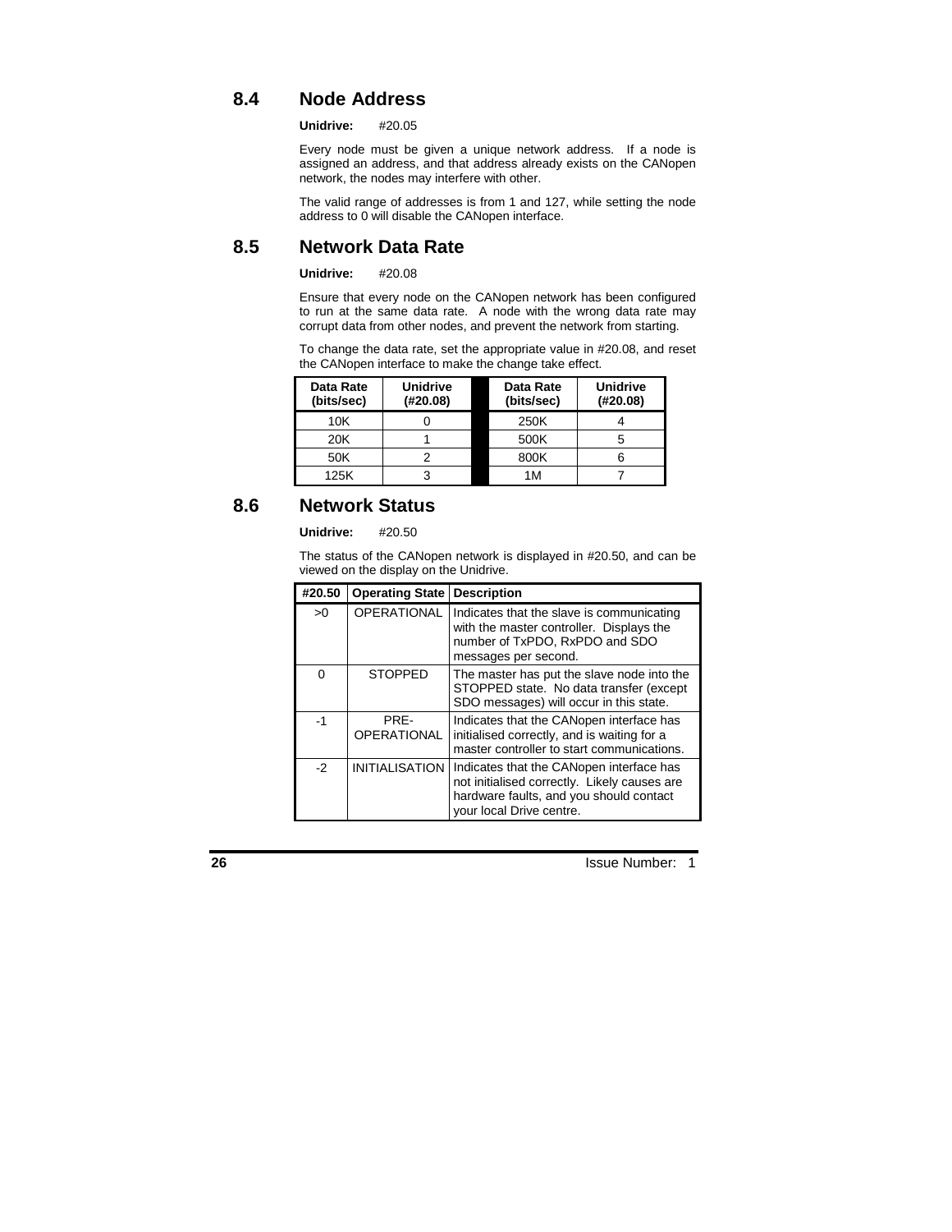## 8.4 Node Address

**Unidrive:** #20.05

Every node must be given a unique network address. If a node is assigned an address, and that address already exists on the CANopen network, the nodes may interfere with other.

The valid range of addresses is from 1 and 127, while setting the node address to 0 will disable the CANopen interface.

## 8.5 Network Data Rate

**Unidrive:** #20.08

Ensure that every node on the CANopen network has been configured to run at the same data rate. A node with the wrong data rate may corrupt data from other nodes, and prevent the network from starting.

To change the data rate, set the appropriate value in #20.08, and reset the CANopen interface to make the change take effect.

| Data Rate (bits/sec) | Unidrive (#20.08) | Data Rate (bits/sec) | Unidrive (#20.08) |
|---|---|---|---|
| 10K | 0 | 250K | 4 |
| 20K | 1 | 500K | 5 |
| 50K | 2 | 800K | 6 |
| 125K | 3 | 1M | 7 |

## 8.6 Network Status

**Unidrive:** #20.50

The status of the CANopen network is displayed in #20.50, and can be viewed on the display on the Unidrive.

| #20.50 | Operating State | Description |
|---|---|---|
| >0 | OPERATIONAL | Indicates that the slave is communicating with the master controller. Displays the number of TxPDO, RxPDO and SDO messages per second. |
| 0 | STOPPED | The master has put the slave node into the STOPPED state. No data transfer (except SDO messages) will occur in this state. |
| -1 | PRE-OPERATIONAL | Indicates that the CANopen interface has initialised correctly, and is waiting for a master controller to start communications. |
| -2 | INITIALISATION | Indicates that the CANopen interface has not initialised correctly. Likely causes are hardware faults, and you should contact your local Drive centre. |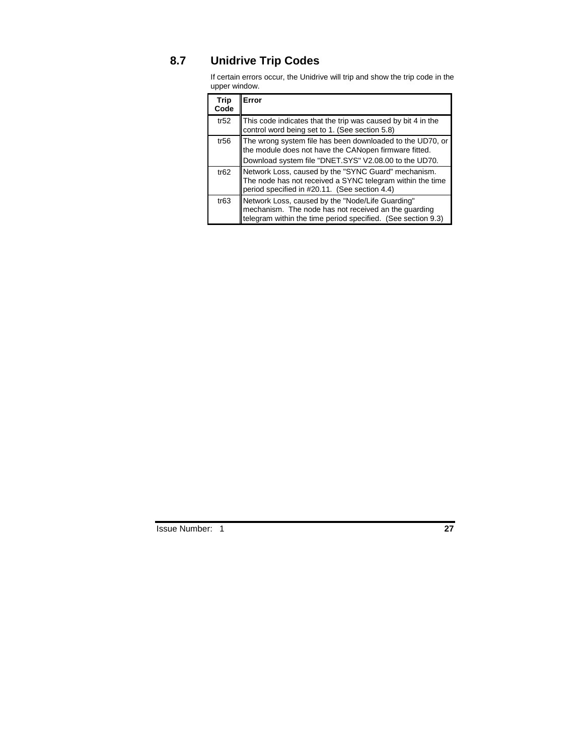## 8.7 Unidrive Trip Codes

If certain errors occur, the Unidrive will trip and show the trip code in the upper window.

| Trip Code | Error |
|---|---|
| tr52 | This code indicates that the trip was caused by bit 4 in the control word being set to 1. (See section 5.8) |
| tr56 | The wrong system file has been downloaded to the UD70, or the module does not have the CANopen firmware fitted. Download system file "DNET.SYS" V2.08.00 to the UD70. |
| tr62 | Network Loss, caused by the "SYNC Guard" mechanism. The node has not received a SYNC telegram within the time period specified in #20.11. (See section 4.4) |
| tr63 | Network Loss, caused by the "Node/Life Guarding" mechanism. The node has not received an the guarding telegram within the time period specified. (See section 9.3) |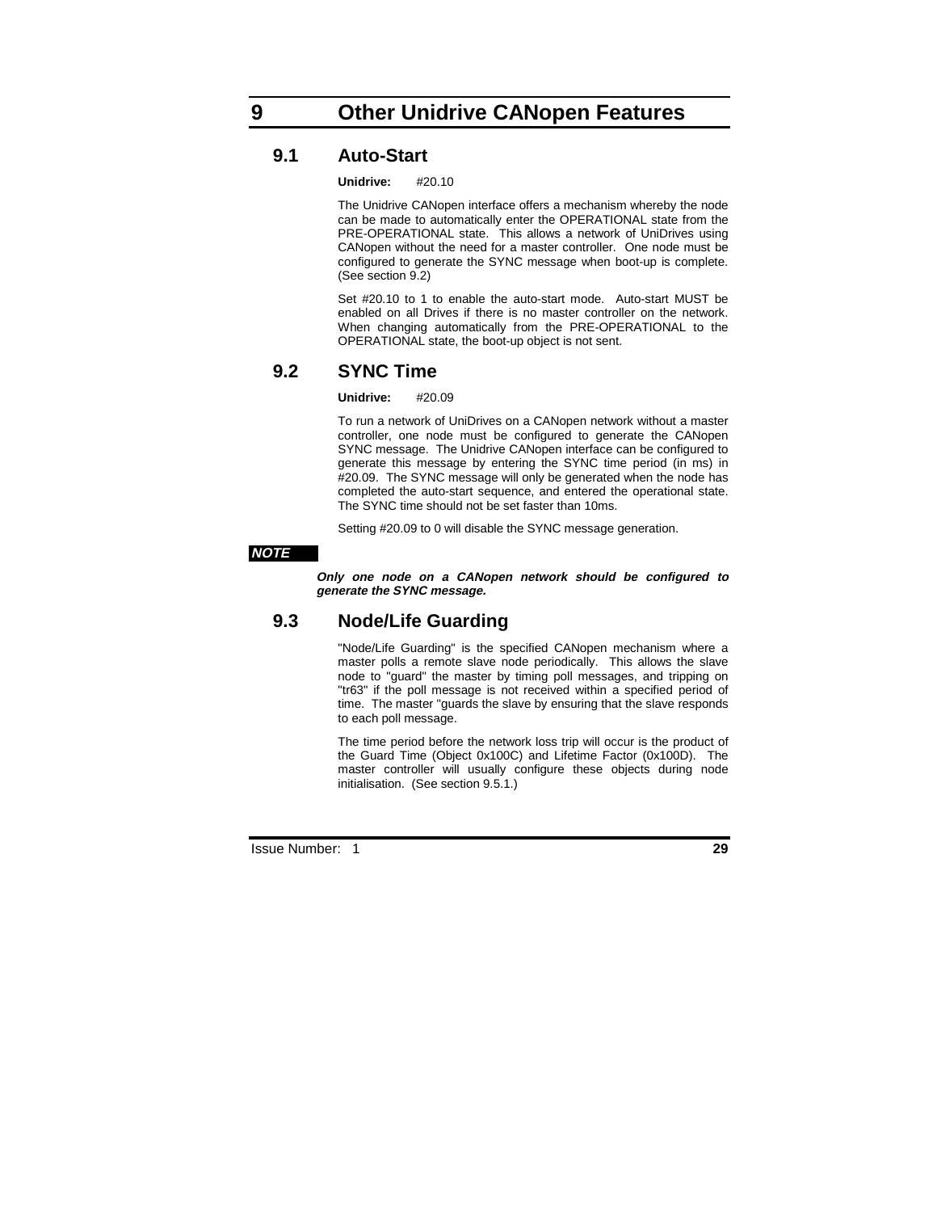# 9 Other Unidrive CANopen Features

## 9.1 Auto-Start

**Unidrive:** #20.10

The Unidrive CANopen interface offers a mechanism whereby the node can be made to automatically enter the OPERATIONAL state from the PRE-OPERATIONAL state. This allows a network of UniDrives using CANopen without the need for a master controller. One node must be configured to generate the SYNC message when boot-up is complete. (See section 9.2)

Set #20.10 to 1 to enable the auto-start mode. Auto-start MUST be enabled on all Drives if there is no master controller on the network. When changing automatically from the PRE-OPERATIONAL to the OPERATIONAL state, the boot-up object is not sent.

## 9.2 SYNC Time

**Unidrive:** #20.09

To run a network of UniDrives on a CANopen network without a master controller, one node must be configured to generate the CANopen SYNC message. The Unidrive CANopen interface can be configured to generate this message by entering the SYNC time period (in ms) in #20.09. The SYNC message will only be generated when the node has completed the auto-start sequence, and entered the operational state. The SYNC time should not be set faster than 10ms.

Setting #20.09 to 0 will disable the SYNC message generation.

***NOTE***

***Only one node on a CANopen network should be configured to generate the SYNC message.***

## 9.3 Node/Life Guarding

"Node/Life Guarding" is the specified CANopen mechanism where a master polls a remote slave node periodically. This allows the slave node to "guard" the master by timing poll messages, and tripping on "tr63" if the poll message is not received within a specified period of time. The master "guards the slave by ensuring that the slave responds to each poll message.

The time period before the network loss trip will occur is the product of the Guard Time (Object 0x100C) and Lifetime Factor (0x100D). The master controller will usually configure these objects during node initialisation. (See section 9.5.1.)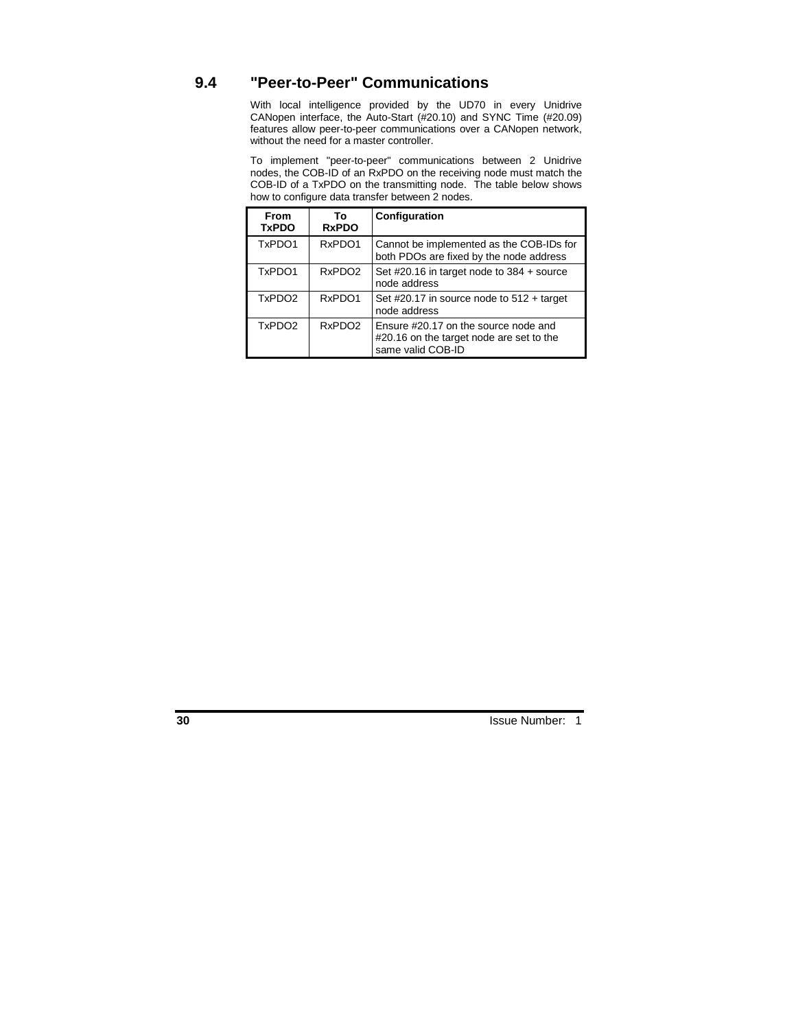## 9.4 "Peer-to-Peer" Communications

With local intelligence provided by the UD70 in every Unidrive CANopen interface, the Auto-Start (#20.10) and SYNC Time (#20.09) features allow peer-to-peer communications over a CANopen network, without the need for a master controller.

To implement "peer-to-peer" communications between 2 Unidrive nodes, the COB-ID of an RxPDO on the receiving node must match the COB-ID of a TxPDO on the transmitting node. The table below shows how to configure data transfer between 2 nodes.

| From TxPDO | To RxPDO | Configuration |
|---|---|---|
| TxPDO1 | RxPDO1 | Cannot be implemented as the COB-IDs for both PDOs are fixed by the node address |
| TxPDO1 | RxPDO2 | Set #20.16 in target node to 384 + source node address |
| TxPDO2 | RxPDO1 | Set #20.17 in source node to 512 + target node address |
| TxPDO2 | RxPDO2 | Ensure #20.17 on the source node and #20.16 on the target node are set to the same valid COB-ID |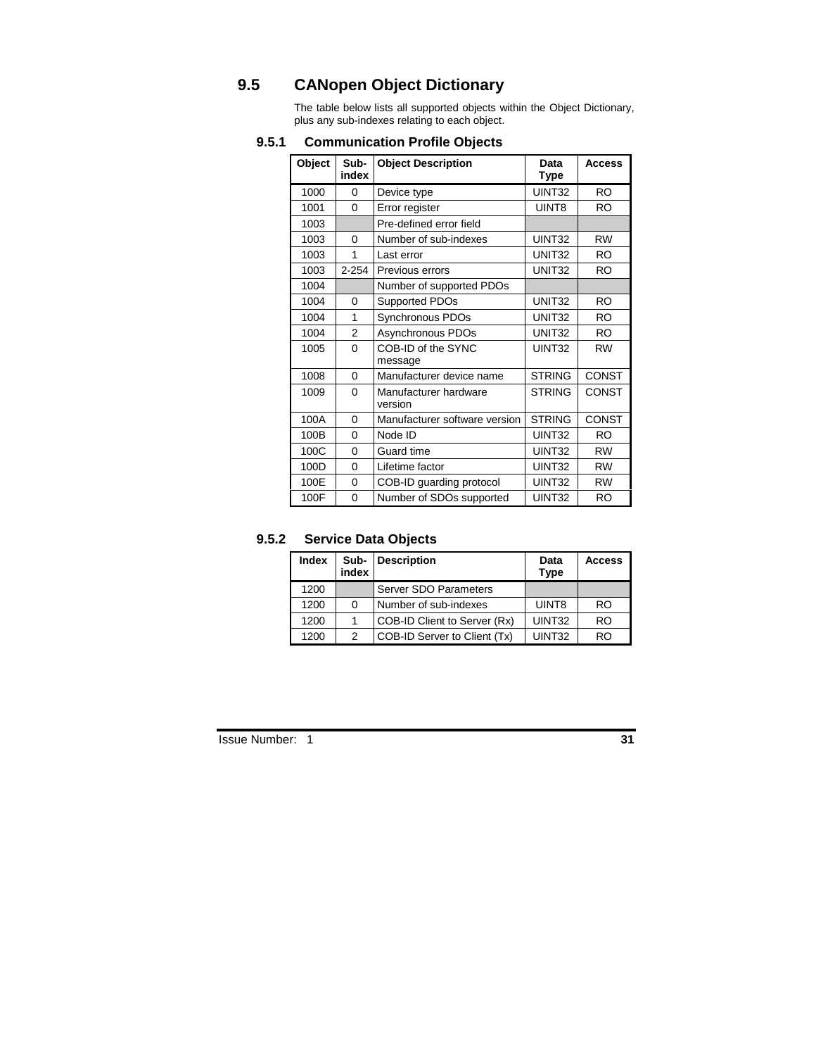## 9.5 CANopen Object Dictionary

The table below lists all supported objects within the Object Dictionary, plus any sub-indexes relating to each object.

### 9.5.1 Communication Profile Objects

| Object | Sub-index | Object Description | Data Type | Access |
|---|---|---|---|---|
| 1000 | 0 | Device type | UINT32 | RO |
| 1001 | 0 | Error register | UINT8 | RO |
| 1003 | | Pre-defined error field | | |
| 1003 | 0 | Number of sub-indexes | UINT32 | RW |
| 1003 | 1 | Last error | UNIT32 | RO |
| 1003 | 2-254 | Previous errors | UNIT32 | RO |
| 1004 | | Number of supported PDOs | | |
| 1004 | 0 | Supported PDOs | UNIT32 | RO |
| 1004 | 1 | Synchronous PDOs | UNIT32 | RO |
| 1004 | 2 | Asynchronous PDOs | UNIT32 | RO |
| 1005 | 0 | COB-ID of the SYNC message | UINT32 | RW |
| 1008 | 0 | Manufacturer device name | STRING | CONST |
| 1009 | 0 | Manufacturer hardware version | STRING | CONST |
| 100A | 0 | Manufacturer software version | STRING | CONST |
| 100B | 0 | Node ID | UINT32 | RO |
| 100C | 0 | Guard time | UINT32 | RW |
| 100D | 0 | Lifetime factor | UINT32 | RW |
| 100E | 0 | COB-ID guarding protocol | UINT32 | RW |
| 100F | 0 | Number of SDOs supported | UINT32 | RO |

### 9.5.2 Service Data Objects

| Index | Sub-index | Description | Data Type | Access |
|---|---|---|---|---|
| 1200 | | Server SDO Parameters | | |
| 1200 | 0 | Number of sub-indexes | UINT8 | RO |
| 1200 | 1 | COB-ID Client to Server (Rx) | UINT32 | RO |
| 1200 | 2 | COB-ID Server to Client (Tx) | UINT32 | RO |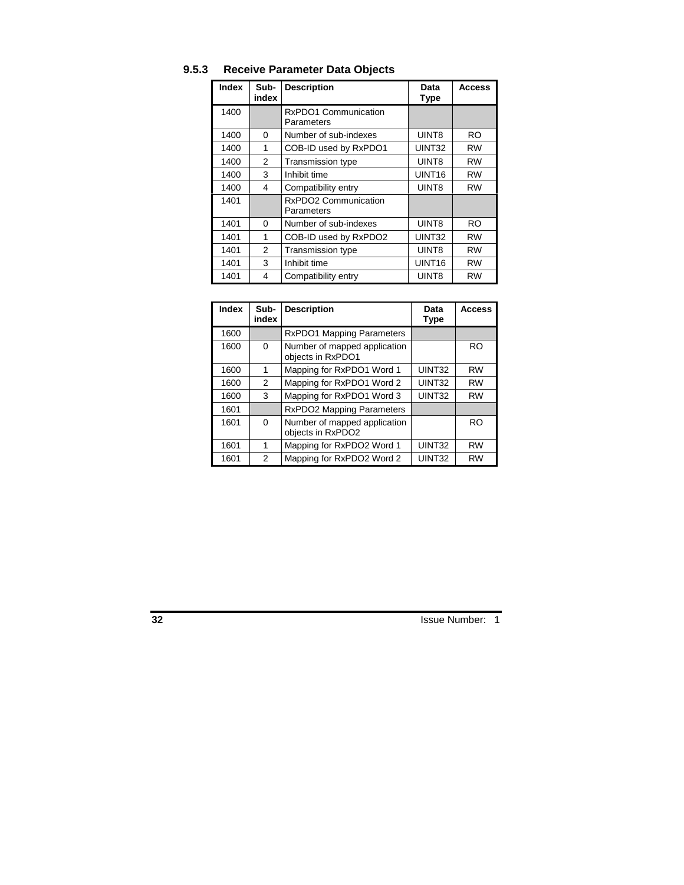### 9.5.3 Receive Parameter Data Objects

| Index | Sub-index | Description | Data Type | Access |
|---|---|---|---|---|
| 1400 | | RxPDO1 Communication Parameters | | |
| 1400 | 0 | Number of sub-indexes | UINT8 | RO |
| 1400 | 1 | COB-ID used by RxPDO1 | UINT32 | RW |
| 1400 | 2 | Transmission type | UINT8 | RW |
| 1400 | 3 | Inhibit time | UINT16 | RW |
| 1400 | 4 | Compatibility entry | UINT8 | RW |
| 1401 | | RxPDO2 Communication Parameters | | |
| 1401 | 0 | Number of sub-indexes | UINT8 | RO |
| 1401 | 1 | COB-ID used by RxPDO2 | UINT32 | RW |
| 1401 | 2 | Transmission type | UINT8 | RW |
| 1401 | 3 | Inhibit time | UINT16 | RW |
| 1401 | 4 | Compatibility entry | UINT8 | RW |

| Index | Sub-index | Description | Data Type | Access |
|---|---|---|---|---|
| 1600 | | RxPDO1 Mapping Parameters | | |
| 1600 | 0 | Number of mapped application objects in RxPDO1 | | RO |
| 1600 | 1 | Mapping for RxPDO1 Word 1 | UINT32 | RW |
| 1600 | 2 | Mapping for RxPDO1 Word 2 | UINT32 | RW |
| 1600 | 3 | Mapping for RxPDO1 Word 3 | UINT32 | RW |
| 1601 | | RxPDO2 Mapping Parameters | | |
| 1601 | 0 | Number of mapped application objects in RxPDO2 | | RO |
| 1601 | 1 | Mapping for RxPDO2 Word 1 | UINT32 | RW |
| 1601 | 2 | Mapping for RxPDO2 Word 2 | UINT32 | RW |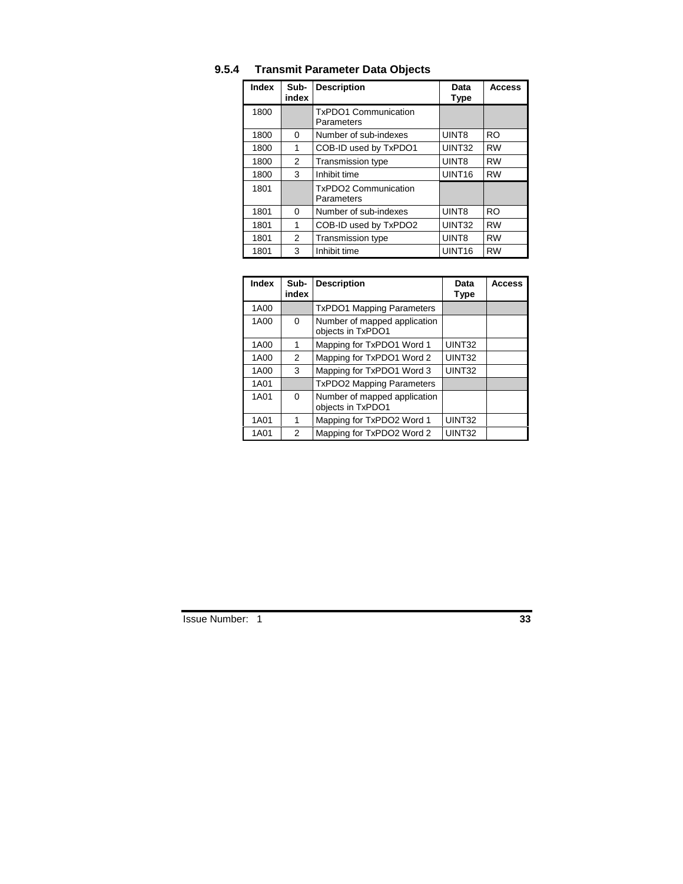### 9.5.4 Transmit Parameter Data Objects

| Index | Sub-index | Description | Data Type | Access |
|---|---|---|---|---|
| 1800 | | TxPDO1 Communication Parameters | | |
| 1800 | 0 | Number of sub-indexes | UINT8 | RO |
| 1800 | 1 | COB-ID used by TxPDO1 | UINT32 | RW |
| 1800 | 2 | Transmission type | UINT8 | RW |
| 1800 | 3 | Inhibit time | UINT16 | RW |
| 1801 | | TxPDO2 Communication Parameters | | |
| 1801 | 0 | Number of sub-indexes | UINT8 | RO |
| 1801 | 1 | COB-ID used by TxPDO2 | UINT32 | RW |
| 1801 | 2 | Transmission type | UINT8 | RW |
| 1801 | 3 | Inhibit time | UINT16 | RW |

| Index | Sub-index | Description | Data Type | Access |
|---|---|---|---|---|
| 1A00 | | TxPDO1 Mapping Parameters | | |
| 1A00 | 0 | Number of mapped application objects in TxPDO1 | | |
| 1A00 | 1 | Mapping for TxPDO1 Word 1 | UINT32 | |
| 1A00 | 2 | Mapping for TxPDO1 Word 2 | UINT32 | |
| 1A00 | 3 | Mapping for TxPDO1 Word 3 | UINT32 | |
| 1A01 | | TxPDO2 Mapping Parameters | | |
| 1A01 | 0 | Number of mapped application objects in TxPDO1 | | |
| 1A01 | 1 | Mapping for TxPDO2 Word 1 | UINT32 | |
| 1A01 | 2 | Mapping for TxPDO2 Word 2 | UINT32 | |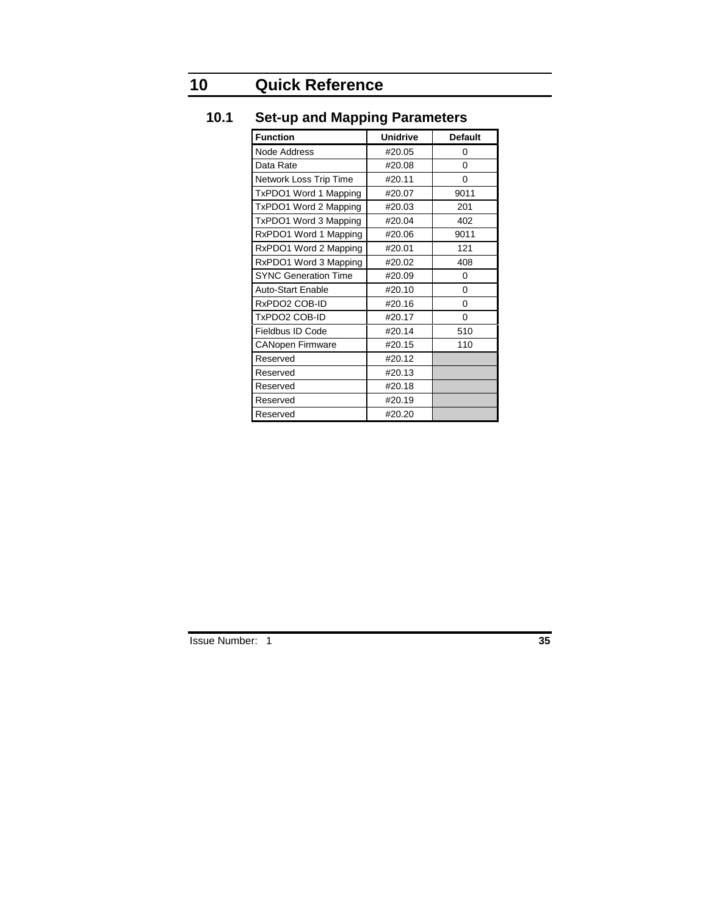# 10 Quick Reference

## 10.1 Set-up and Mapping Parameters

| Function | Unidrive | Default |
|---|---|---|
| Node Address | #20.05 | 0 |
| Data Rate | #20.08 | 0 |
| Network Loss Trip Time | #20.11 | 0 |
| TxPDO1 Word 1 Mapping | #20.07 | 9011 |
| TxPDO1 Word 2 Mapping | #20.03 | 201 |
| TxPDO1 Word 3 Mapping | #20.04 | 402 |
| RxPDO1 Word 1 Mapping | #20.06 | 9011 |
| RxPDO1 Word 2 Mapping | #20.01 | 121 |
| RxPDO1 Word 3 Mapping | #20.02 | 408 |
| SYNC Generation Time | #20.09 | 0 |
| Auto-Start Enable | #20.10 | 0 |
| RxPDO2 COB-ID | #20.16 | 0 |
| TxPDO2 COB-ID | #20.17 | 0 |
| Fieldbus ID Code | #20.14 | 510 |
| CANopen Firmware | #20.15 | 110 |
| Reserved | #20.12 | |
| Reserved | #20.13 | |
| Reserved | #20.18 | |
| Reserved | #20.19 | |
| Reserved | #20.20 | |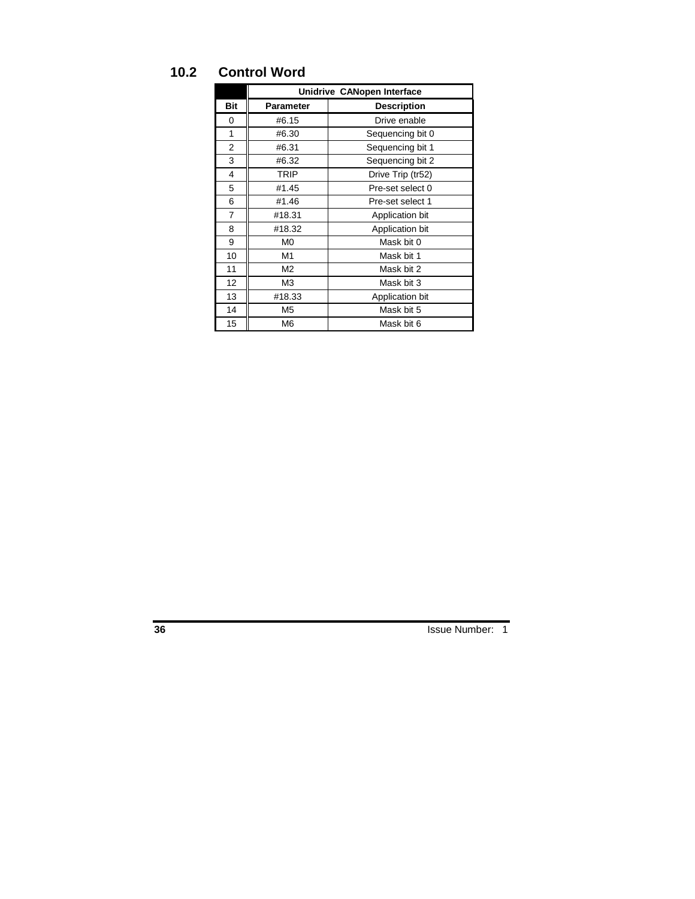## 10.2 Control Word

| | Unidrive CANopen Interface | |
|---|---|---|
| **Bit** | **Parameter** | **Description** |
| 0 | #6.15 | Drive enable |
| 1 | #6.30 | Sequencing bit 0 |
| 2 | #6.31 | Sequencing bit 1 |
| 3 | #6.32 | Sequencing bit 2 |
| 4 | TRIP | Drive Trip (tr52) |
| 5 | #1.45 | Pre-set select 0 |
| 6 | #1.46 | Pre-set select 1 |
| 7 | #18.31 | Application bit |
| 8 | #18.32 | Application bit |
| 9 | M0 | Mask bit 0 |
| 10 | M1 | Mask bit 1 |
| 11 | M2 | Mask bit 2 |
| 12 | M3 | Mask bit 3 |
| 13 | #18.33 | Application bit |
| 14 | M5 | Mask bit 5 |
| 15 | M6 | Mask bit 6 |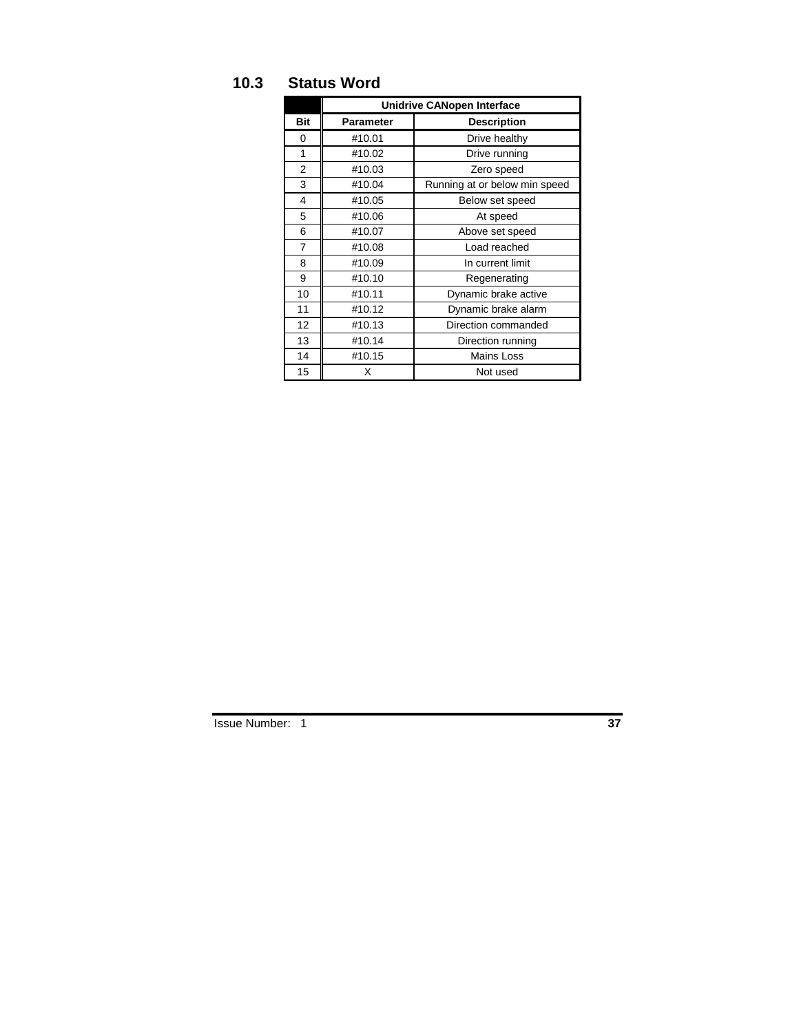## 10.3 Status Word

| | Unidrive CANopen Interface | |
|---|---|---|
| **Bit** | **Parameter** | **Description** |
| 0 | #10.01 | Drive healthy |
| 1 | #10.02 | Drive running |
| 2 | #10.03 | Zero speed |
| 3 | #10.04 | Running at or below min speed |
| 4 | #10.05 | Below set speed |
| 5 | #10.06 | At speed |
| 6 | #10.07 | Above set speed |
| 7 | #10.08 | Load reached |
| 8 | #10.09 | In current limit |
| 9 | #10.10 | Regenerating |
| 10 | #10.11 | Dynamic brake active |
| 11 | #10.12 | Dynamic brake alarm |
| 12 | #10.13 | Direction commanded |
| 13 | #10.14 | Direction running |
| 14 | #10.15 | Mains Loss |
| 15 | X | Not used |

Issue Number: 1